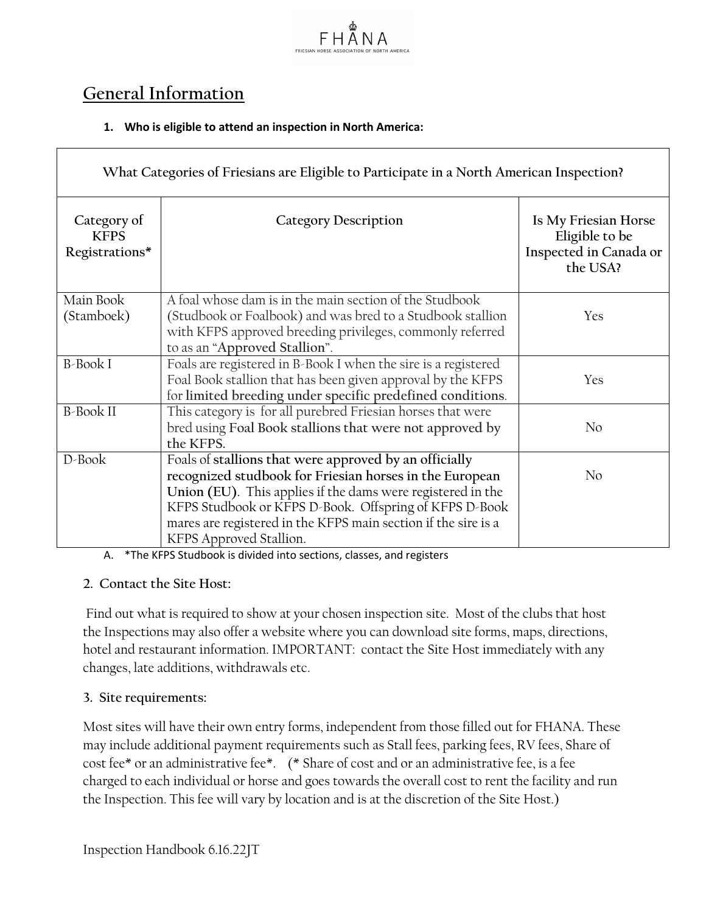FHANA

FRIESIAN HORSE ASSOCIATION OF NORTH AMERICA

## General Information

**1. Who is eligible to attend an inspection in North America:**

| What Categories of Friesians are Eligible to Participate in a North American Inspection? | | |
|---|---|---|
| Category of KFPS Registrations* | Category Description | Is My Friesian Horse Eligible to be Inspected in Canada or the USA? |
| Main Book (Stamboek) | A foal whose dam is in the main section of the Studbook (Studbook or Foalbook) and was bred to a Studbook stallion with KFPS approved breeding privileges, commonly referred to as an "**Approved Stallion**". | Yes |
| B-Book I | Foals are registered in B-Book I when the sire is a registered Foal Book stallion that has been given approval by the KFPS for **limited breeding under specific predefined conditions**. | Yes |
| B-Book II | This category is for all purebred Friesian horses that were bred using **Foal Book stallions that were not approved by the KFPS.** | No |
| D-Book | Foals of **stallions that were approved by an officially recognized studbook for Friesian horses in the European Union (EU)**. This applies if the dams were registered in the KFPS Studbook or KFPS D-Book. Offspring of KFPS D-Book mares are registered in the KFPS main section if the sire is a KFPS Approved Stallion. | No |

A. *The KFPS Studbook is divided into sections, classes, and registers

**2. Contact the Site Host:**

Find out what is required to show at your chosen inspection site. Most of the clubs that host the Inspections may also offer a website where you can download site forms, maps, directions, hotel and restaurant information. IMPORTANT: contact the Site Host immediately with any changes, late additions, withdrawals etc.

**3. Site requirements:**

Most sites will have their own entry forms, independent from those filled out for FHANA. These may include additional payment requirements such as Stall fees, parking fees, RV fees, Share of cost fee* or an administrative fee*. (* Share of cost and or an administrative fee, is a fee charged to each individual or horse and goes towards the overall cost to rent the facility and run the Inspection. This fee will vary by location and is at the discretion of the Site Host.)

Inspection Handbook 6.16.22JT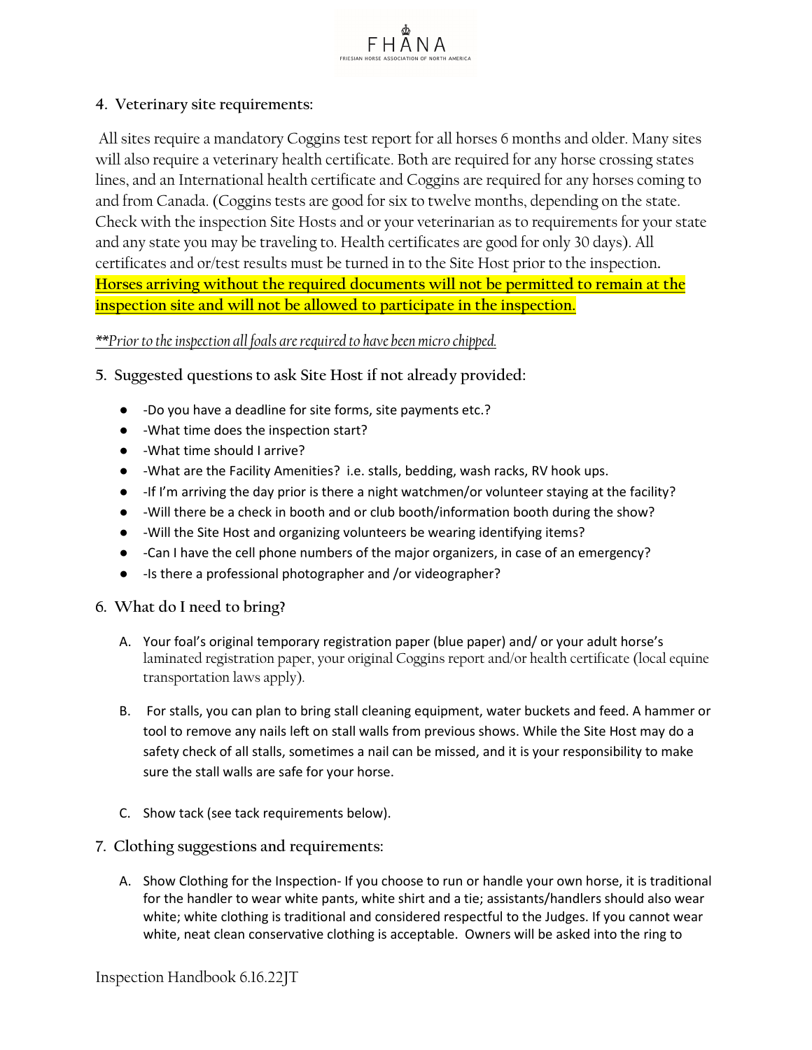## 4. Veterinary site requirements:

All sites require a mandatory Coggins test report for all horses 6 months and older. Many sites will also require a veterinary health certificate. Both are required for any horse crossing states lines, and an International health certificate and Coggins are required for any horses coming to and from Canada. (Coggins tests are good for six to twelve months, depending on the state. Check with the inspection Site Hosts and or your veterinarian as to requirements for your state and any state you may be traveling to. Health certificates are good for only 30 days). All certificates and or/test results must be turned in to the Site Host prior to the inspection. **Horses arriving without the required documents will not be permitted to remain at the inspection site and will not be allowed to participate in the inspection.**

*\*\*Prior to the inspection all foals are required to have been micro chipped.*

## 5. Suggested questions to ask Site Host if not already provided:

- -Do you have a deadline for site forms, site payments etc.?
- -What time does the inspection start?
- -What time should I arrive?
- -What are the Facility Amenities? i.e. stalls, bedding, wash racks, RV hook ups.
- -If I'm arriving the day prior is there a night watchmen/or volunteer staying at the facility?
- -Will there be a check in booth and or club booth/information booth during the show?
- -Will the Site Host and organizing volunteers be wearing identifying items?
- -Can I have the cell phone numbers of the major organizers, in case of an emergency?
- -Is there a professional photographer and /or videographer?

## 6. What do I need to bring?

A. Your foal's original temporary registration paper (blue paper) and/ or your adult horse's laminated registration paper, your original Coggins report and/or health certificate (local equine transportation laws apply).

B. For stalls, you can plan to bring stall cleaning equipment, water buckets and feed. A hammer or tool to remove any nails left on stall walls from previous shows. While the Site Host may do a safety check of all stalls, sometimes a nail can be missed, and it is your responsibility to make sure the stall walls are safe for your horse.

C. Show tack (see tack requirements below).

## 7. Clothing suggestions and requirements:

A. Show Clothing for the Inspection- If you choose to run or handle your own horse, it is traditional for the handler to wear white pants, white shirt and a tie; assistants/handlers should also wear white; white clothing is traditional and considered respectful to the Judges. If you cannot wear white, neat clean conservative clothing is acceptable. Owners will be asked into the ring to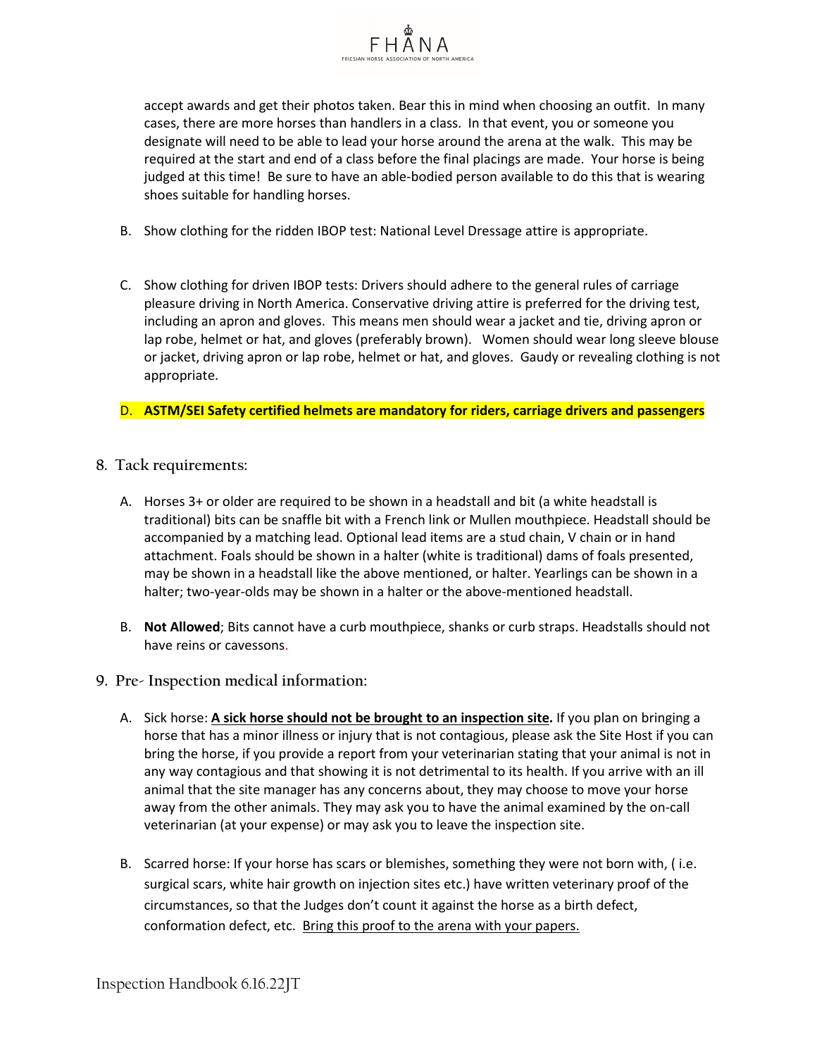accept awards and get their photos taken. Bear this in mind when choosing an outfit. In many cases, there are more horses than handlers in a class. In that event, you or someone you designate will need to be able to lead your horse around the arena at the walk. This may be required at the start and end of a class before the final placings are made. Your horse is being judged at this time! Be sure to have an able-bodied person available to do this that is wearing shoes suitable for handling horses.

B. Show clothing for the ridden IBOP test: National Level Dressage attire is appropriate.

C. Show clothing for driven IBOP tests: Drivers should adhere to the general rules of carriage pleasure driving in North America. Conservative driving attire is preferred for the driving test, including an apron and gloves. This means men should wear a jacket and tie, driving apron or lap robe, helmet or hat, and gloves (preferably brown). Women should wear long sleeve blouse or jacket, driving apron or lap robe, helmet or hat, and gloves. Gaudy or revealing clothing is not appropriate.

D. **ASTM/SEI Safety certified helmets are mandatory for riders, carriage drivers and passengers**

## 8. Tack requirements:

A. Horses 3+ or older are required to be shown in a headstall and bit (a white headstall is traditional) bits can be snaffle bit with a French link or Mullen mouthpiece. Headstall should be accompanied by a matching lead. Optional lead items are a stud chain, V chain or in hand attachment. Foals should be shown in a halter (white is traditional) dams of foals presented, may be shown in a headstall like the above mentioned, or halter. Yearlings can be shown in a halter; two-year-olds may be shown in a halter or the above-mentioned headstall.

B. **Not Allowed**; Bits cannot have a curb mouthpiece, shanks or curb straps. Headstalls should not have reins or cavessons.

## 9. Pre- Inspection medical information:

A. Sick horse: **A sick horse should not be brought to an inspection site.** If you plan on bringing a horse that has a minor illness or injury that is not contagious, please ask the Site Host if you can bring the horse, if you provide a report from your veterinarian stating that your animal is not in any way contagious and that showing it is not detrimental to its health. If you arrive with an ill animal that the site manager has any concerns about, they may choose to move your horse away from the other animals. They may ask you to have the animal examined by the on-call veterinarian (at your expense) or may ask you to leave the inspection site.

B. Scarred horse: If your horse has scars or blemishes, something they were not born with, ( i.e. surgical scars, white hair growth on injection sites etc.) have written veterinary proof of the circumstances, so that the Judges don't count it against the horse as a birth defect, conformation defect, etc. Bring this proof to the arena with your papers.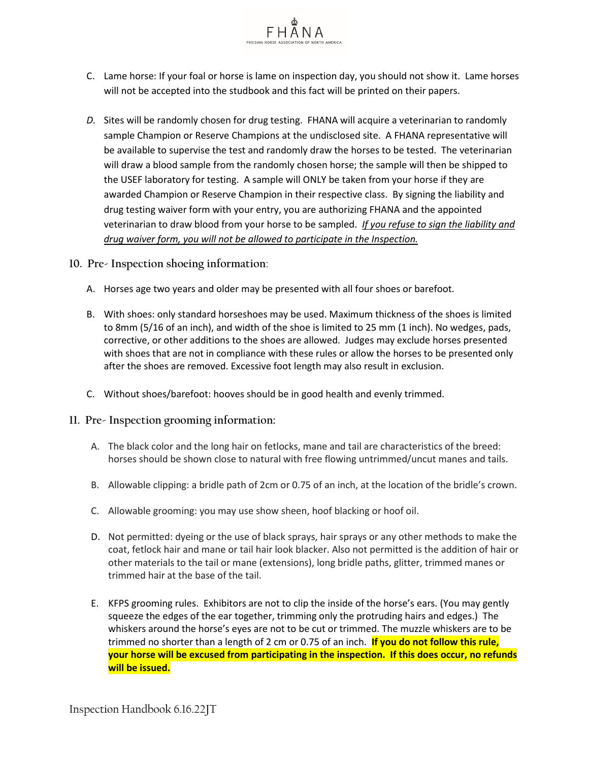C. Lame horse: If your foal or horse is lame on inspection day, you should not show it. Lame horses will not be accepted into the studbook and this fact will be printed on their papers.

*D.* Sites will be randomly chosen for drug testing. FHANA will acquire a veterinarian to randomly sample Champion or Reserve Champions at the undisclosed site. A FHANA representative will be available to supervise the test and randomly draw the horses to be tested. The veterinarian will draw a blood sample from the randomly chosen horse; the sample will then be shipped to the USEF laboratory for testing. A sample will ONLY be taken from your horse if they are awarded Champion or Reserve Champion in their respective class. By signing the liability and drug testing waiver form with your entry, you are authorizing FHANA and the appointed veterinarian to draw blood from your horse to be sampled. *If you refuse to sign the liability and drug waiver form, you will not be allowed to participate in the Inspection.*

## 10. Pre- Inspection shoeing information:

A. Horses age two years and older may be presented with all four shoes or barefoot.

B. With shoes: only standard horseshoes may be used. Maximum thickness of the shoes is limited to 8mm (5/16 of an inch), and width of the shoe is limited to 25 mm (1 inch). No wedges, pads, corrective, or other additions to the shoes are allowed. Judges may exclude horses presented with shoes that are not in compliance with these rules or allow the horses to be presented only after the shoes are removed. Excessive foot length may also result in exclusion.

C. Without shoes/barefoot: hooves should be in good health and evenly trimmed.

## 11. Pre- Inspection grooming information:

A. The black color and the long hair on fetlocks, mane and tail are characteristics of the breed: horses should be shown close to natural with free flowing untrimmed/uncut manes and tails.

B. Allowable clipping: a bridle path of 2cm or 0.75 of an inch, at the location of the bridle's crown.

C. Allowable grooming: you may use show sheen, hoof blacking or hoof oil.

D. Not permitted: dyeing or the use of black sprays, hair sprays or any other methods to make the coat, fetlock hair and mane or tail hair look blacker. Also not permitted is the addition of hair or other materials to the tail or mane (extensions), long bridle paths, glitter, trimmed manes or trimmed hair at the base of the tail.

E. KFPS grooming rules. Exhibitors are not to clip the inside of the horse's ears. (You may gently squeeze the edges of the ear together, trimming only the protruding hairs and edges.) The whiskers around the horse's eyes are not to be cut or trimmed. The muzzle whiskers are to be trimmed no shorter than a length of 2 cm or 0.75 of an inch. **If you do not follow this rule, your horse will be excused from participating in the inspection. If this does occur, no refunds will be issued.**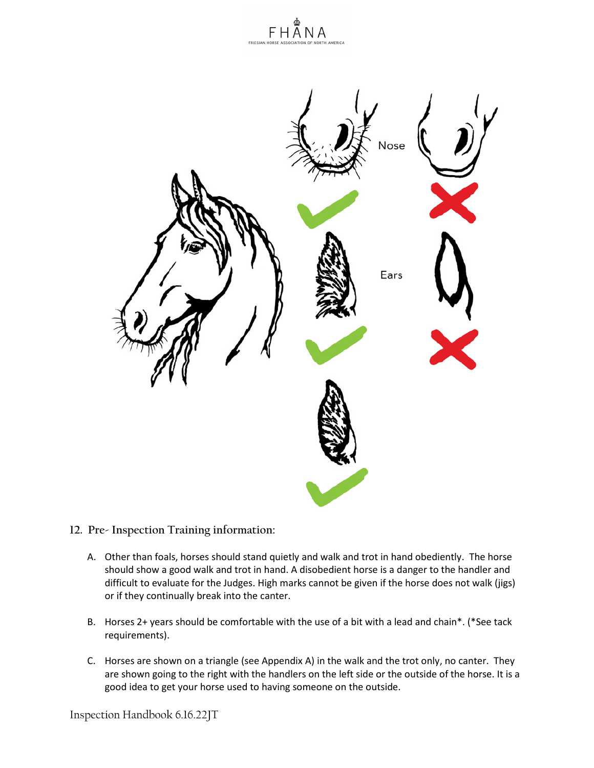Nose

Ears

## 12. Pre- Inspection Training information:

A. Other than foals, horses should stand quietly and walk and trot in hand obediently. The horse should show a good walk and trot in hand. A disobedient horse is a danger to the handler and difficult to evaluate for the Judges. High marks cannot be given if the horse does not walk (jigs) or if they continually break into the canter.

B. Horses 2+ years should be comfortable with the use of a bit with a lead and chain*. (*See tack requirements).

C. Horses are shown on a triangle (see Appendix A) in the walk and the trot only, no canter. They are shown going to the right with the handlers on the left side or the outside of the horse. It is a good idea to get your horse used to having someone on the outside.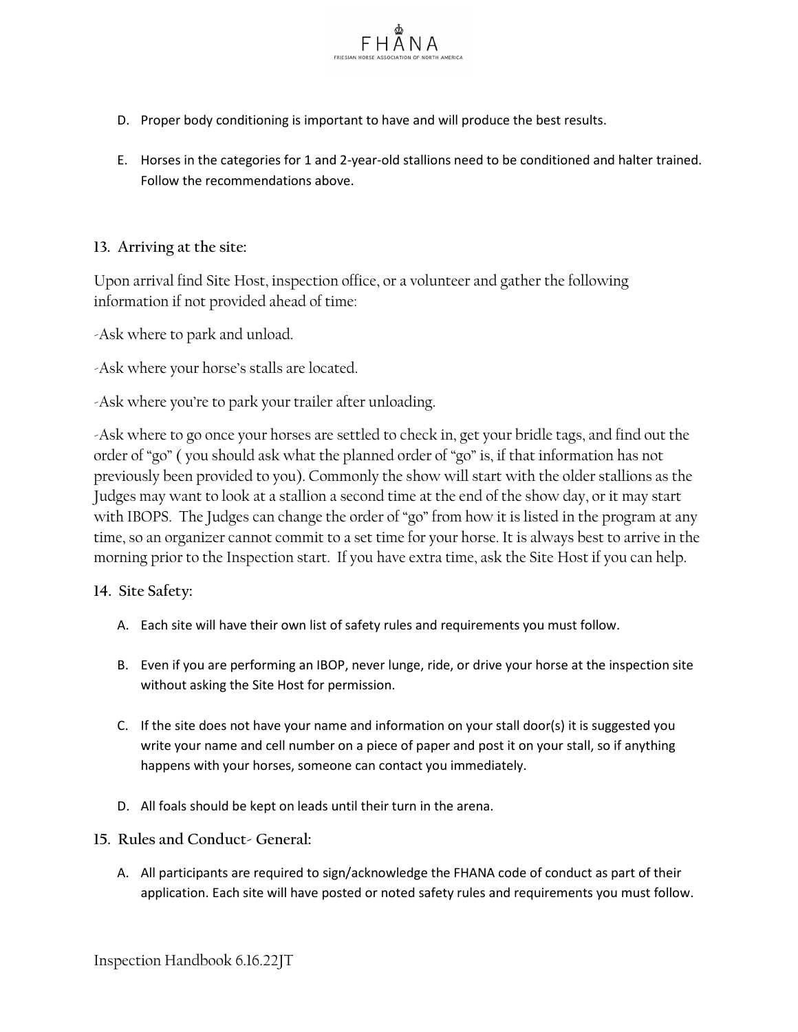D. Proper body conditioning is important to have and will produce the best results.

E. Horses in the categories for 1 and 2-year-old stallions need to be conditioned and halter trained. Follow the recommendations above.

## 13. Arriving at the site:

Upon arrival find Site Host, inspection office, or a volunteer and gather the following information if not provided ahead of time:

-Ask where to park and unload.

-Ask where your horse's stalls are located.

-Ask where you're to park your trailer after unloading.

-Ask where to go once your horses are settled to check in, get your bridle tags, and find out the order of "go" ( you should ask what the planned order of "go" is, if that information has not previously been provided to you). Commonly the show will start with the older stallions as the Judges may want to look at a stallion a second time at the end of the show day, or it may start with IBOPS. The Judges can change the order of "go" from how it is listed in the program at any time, so an organizer cannot commit to a set time for your horse. It is always best to arrive in the morning prior to the Inspection start. If you have extra time, ask the Site Host if you can help.

## 14. Site Safety:

A. Each site will have their own list of safety rules and requirements you must follow.

B. Even if you are performing an IBOP, never lunge, ride, or drive your horse at the inspection site without asking the Site Host for permission.

C. If the site does not have your name and information on your stall door(s) it is suggested you write your name and cell number on a piece of paper and post it on your stall, so if anything happens with your horses, someone can contact you immediately.

D. All foals should be kept on leads until their turn in the arena.

## 15. Rules and Conduct- General:

A. All participants are required to sign/acknowledge the FHANA code of conduct as part of their application. Each site will have posted or noted safety rules and requirements you must follow.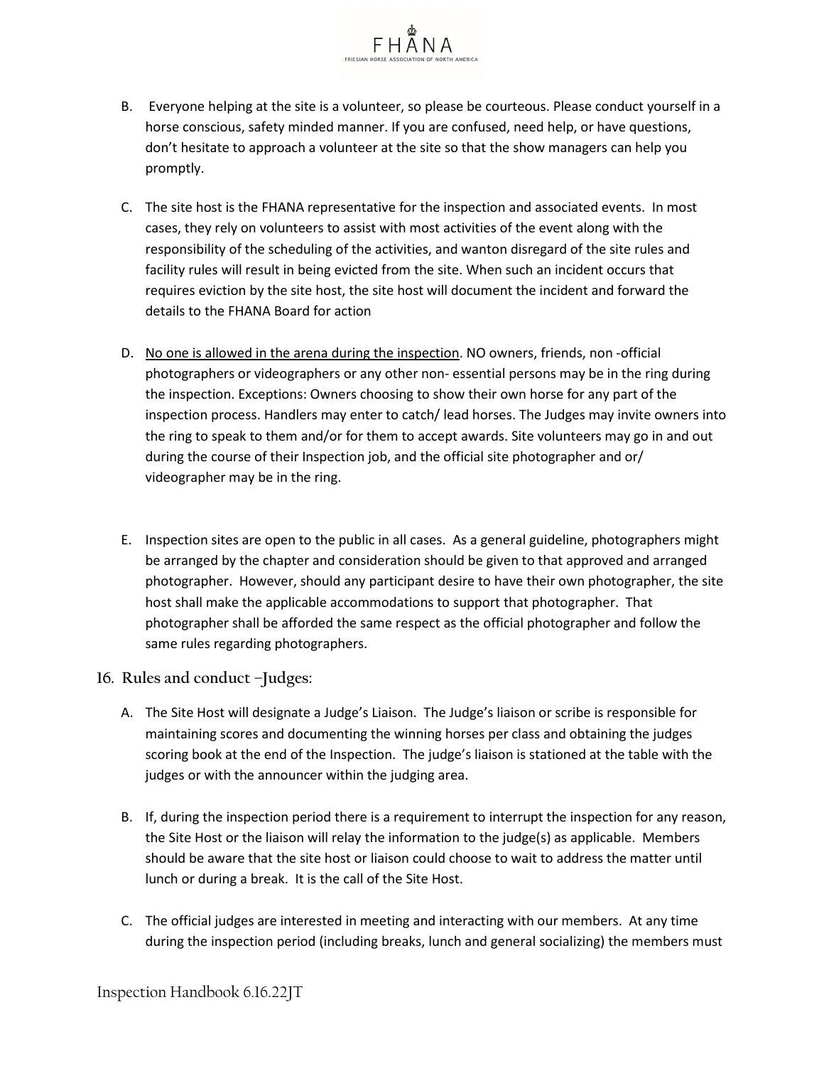B. Everyone helping at the site is a volunteer, so please be courteous. Please conduct yourself in a horse conscious, safety minded manner. If you are confused, need help, or have questions, don't hesitate to approach a volunteer at the site so that the show managers can help you promptly.

C. The site host is the FHANA representative for the inspection and associated events. In most cases, they rely on volunteers to assist with most activities of the event along with the responsibility of the scheduling of the activities, and wanton disregard of the site rules and facility rules will result in being evicted from the site. When such an incident occurs that requires eviction by the site host, the site host will document the incident and forward the details to the FHANA Board for action

D. No one is allowed in the arena during the inspection. NO owners, friends, non -official photographers or videographers or any other non- essential persons may be in the ring during the inspection. Exceptions: Owners choosing to show their own horse for any part of the inspection process. Handlers may enter to catch/ lead horses. The Judges may invite owners into the ring to speak to them and/or for them to accept awards. Site volunteers may go in and out during the course of their Inspection job, and the official site photographer and or/ videographer may be in the ring.

E. Inspection sites are open to the public in all cases. As a general guideline, photographers might be arranged by the chapter and consideration should be given to that approved and arranged photographer. However, should any participant desire to have their own photographer, the site host shall make the applicable accommodations to support that photographer. That photographer shall be afforded the same respect as the official photographer and follow the same rules regarding photographers.

## 16. Rules and conduct –Judges:

A. The Site Host will designate a Judge's Liaison. The Judge's liaison or scribe is responsible for maintaining scores and documenting the winning horses per class and obtaining the judges scoring book at the end of the Inspection. The judge's liaison is stationed at the table with the judges or with the announcer within the judging area.

B. If, during the inspection period there is a requirement to interrupt the inspection for any reason, the Site Host or the liaison will relay the information to the judge(s) as applicable. Members should be aware that the site host or liaison could choose to wait to address the matter until lunch or during a break. It is the call of the Site Host.

C. The official judges are interested in meeting and interacting with our members. At any time during the inspection period (including breaks, lunch and general socializing) the members must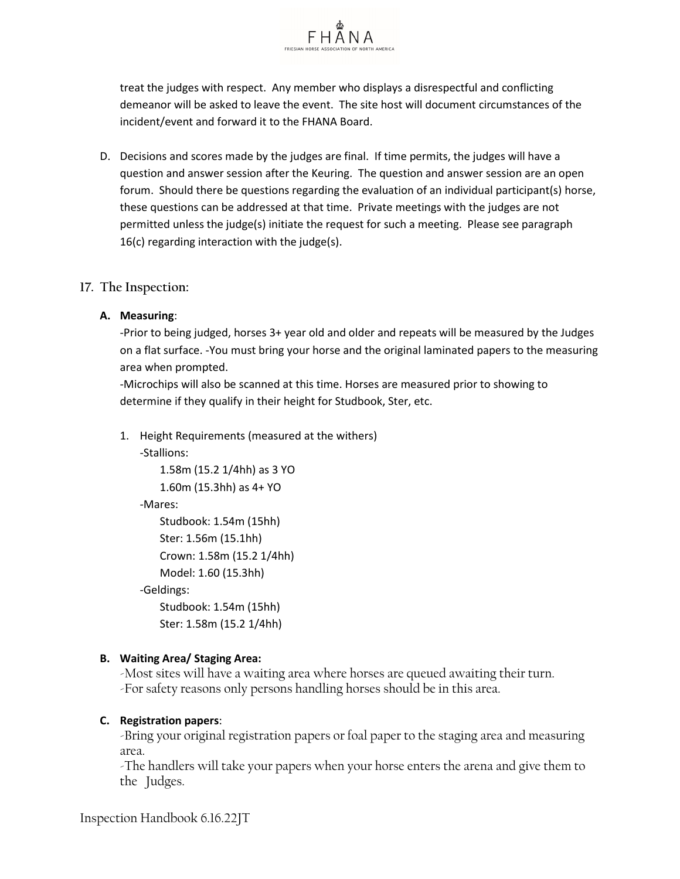treat the judges with respect. Any member who displays a disrespectful and conflicting demeanor will be asked to leave the event. The site host will document circumstances of the incident/event and forward it to the FHANA Board.

D. Decisions and scores made by the judges are final. If time permits, the judges will have a question and answer session after the Keuring. The question and answer session are an open forum. Should there be questions regarding the evaluation of an individual participant(s) horse, these questions can be addressed at that time. Private meetings with the judges are not permitted unless the judge(s) initiate the request for such a meeting. Please see paragraph 16(c) regarding interaction with the judge(s).

## 17. The Inspection:

**A. Measuring**:

-Prior to being judged, horses 3+ year old and older and repeats will be measured by the Judges on a flat surface. -You must bring your horse and the original laminated papers to the measuring area when prompted.

-Microchips will also be scanned at this time. Horses are measured prior to showing to determine if they qualify in their height for Studbook, Ster, etc.

1. Height Requirements (measured at the withers)

   -Stallions:

   1.58m (15.2 1/4hh) as 3 YO

   1.60m (15.3hh) as 4+ YO

   -Mares:

   Studbook: 1.54m (15hh)

   Ster: 1.56m (15.1hh)

   Crown: 1.58m (15.2 1/4hh)

   Model: 1.60 (15.3hh)

   -Geldings:

   Studbook: 1.54m (15hh)

   Ster: 1.58m (15.2 1/4hh)

**B. Waiting Area/ Staging Area:**

-Most sites will have a waiting area where horses are queued awaiting their turn.

-For safety reasons only persons handling horses should be in this area.

**C. Registration papers**:

-Bring your original registration papers or foal paper to the staging area and measuring area.

-The handlers will take your papers when your horse enters the arena and give them to the Judges.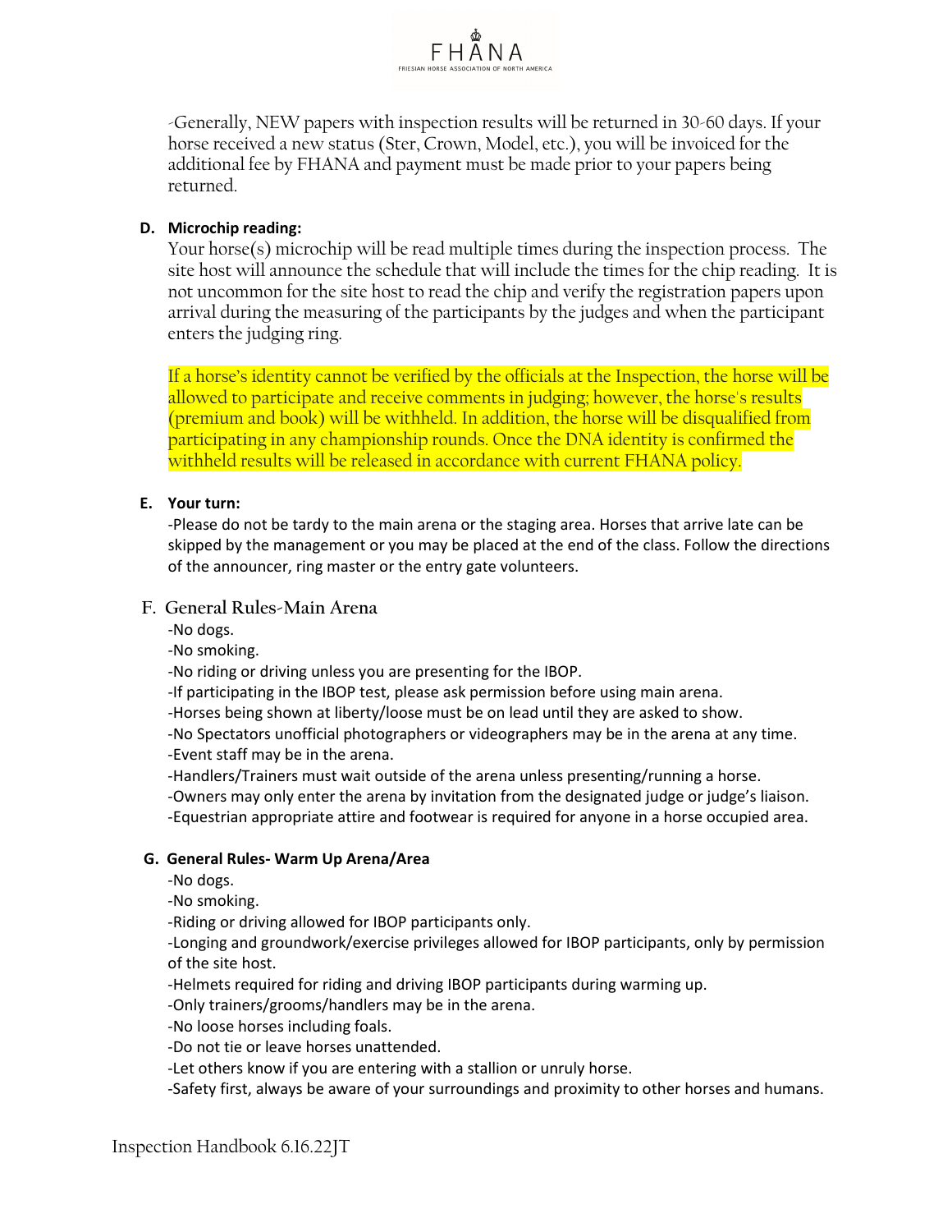-Generally, NEW papers with inspection results will be returned in 30-60 days. If your horse received a new status (Ster, Crown, Model, etc.), you will be invoiced for the additional fee by FHANA and payment must be made prior to your papers being returned.

**D. Microchip reading:**

Your horse(s) microchip will be read multiple times during the inspection process. The site host will announce the schedule that will include the times for the chip reading. It is not uncommon for the site host to read the chip and verify the registration papers upon arrival during the measuring of the participants by the judges and when the participant enters the judging ring.

If a horse's identity cannot be verified by the officials at the Inspection, the horse will be allowed to participate and receive comments in judging; however, the horse's results (premium and book) will be withheld. In addition, the horse will be disqualified from participating in any championship rounds. Once the DNA identity is confirmed the withheld results will be released in accordance with current FHANA policy.

**E. Your turn:**

-Please do not be tardy to the main arena or the staging area. Horses that arrive late can be skipped by the management or you may be placed at the end of the class. Follow the directions of the announcer, ring master or the entry gate volunteers.

**F. General Rules-Main Arena**

-No dogs.
-No smoking.
-No riding or driving unless you are presenting for the IBOP.
-If participating in the IBOP test, please ask permission before using main arena.
-Horses being shown at liberty/loose must be on lead until they are asked to show.
-No Spectators unofficial photographers or videographers may be in the arena at any time.
-Event staff may be in the arena.
-Handlers/Trainers must wait outside of the arena unless presenting/running a horse.
-Owners may only enter the arena by invitation from the designated judge or judge's liaison.
-Equestrian appropriate attire and footwear is required for anyone in a horse occupied area.

**G. General Rules- Warm Up Arena/Area**

-No dogs.
-No smoking.
-Riding or driving allowed for IBOP participants only.
-Longing and groundwork/exercise privileges allowed for IBOP participants, only by permission of the site host.
-Helmets required for riding and driving IBOP participants during warming up.
-Only trainers/grooms/handlers may be in the arena.
-No loose horses including foals.
-Do not tie or leave horses unattended.
-Let others know if you are entering with a stallion or unruly horse.
-Safety first, always be aware of your surroundings and proximity to other horses and humans.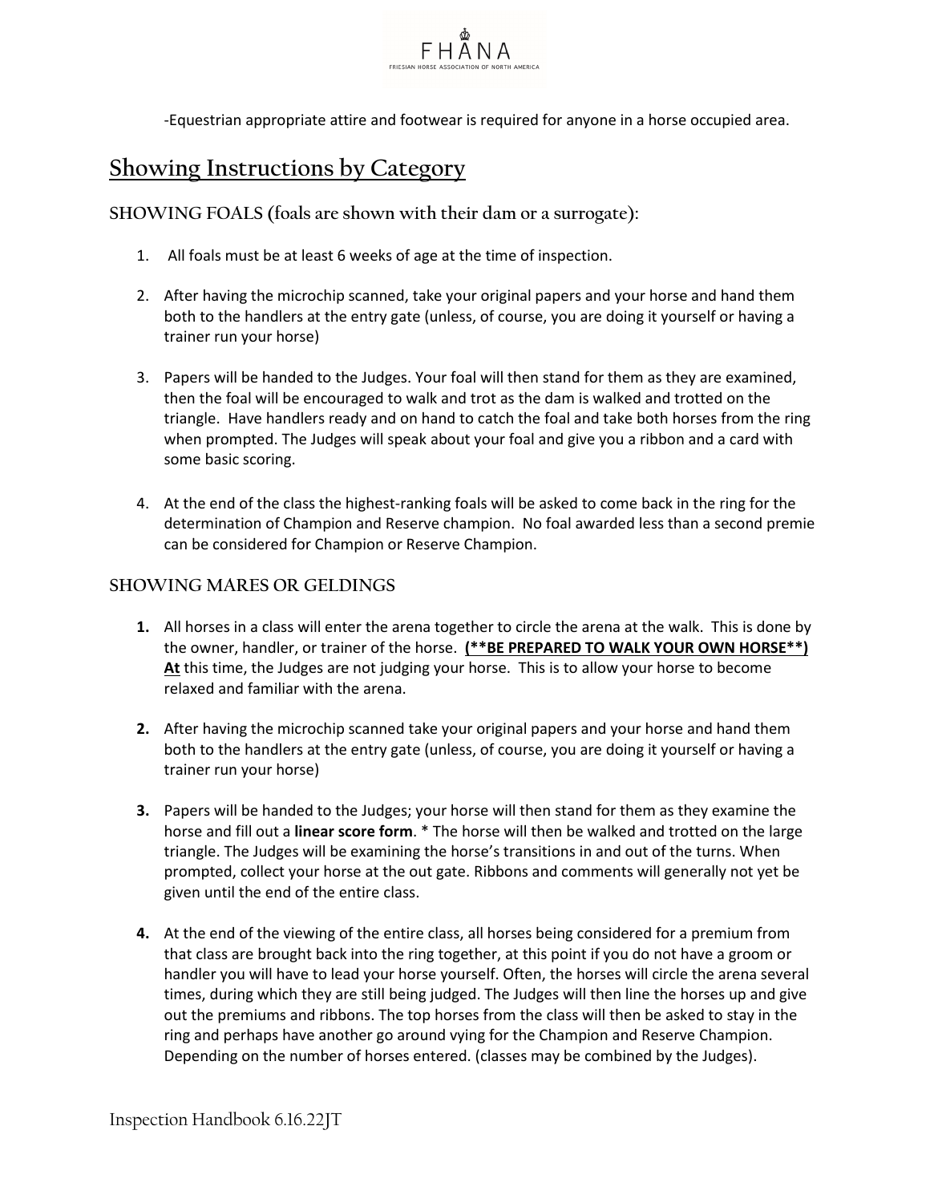-Equestrian appropriate attire and footwear is required for anyone in a horse occupied area.

## Showing Instructions by Category

### SHOWING FOALS (foals are shown with their dam or a surrogate):

1. All foals must be at least 6 weeks of age at the time of inspection.

2. After having the microchip scanned, take your original papers and your horse and hand them both to the handlers at the entry gate (unless, of course, you are doing it yourself or having a trainer run your horse)

3. Papers will be handed to the Judges. Your foal will then stand for them as they are examined, then the foal will be encouraged to walk and trot as the dam is walked and trotted on the triangle. Have handlers ready and on hand to catch the foal and take both horses from the ring when prompted. The Judges will speak about your foal and give you a ribbon and a card with some basic scoring.

4. At the end of the class the highest-ranking foals will be asked to come back in the ring for the determination of Champion and Reserve champion. No foal awarded less than a second premie can be considered for Champion or Reserve Champion.

### SHOWING MARES OR GELDINGS

1. All horses in a class will enter the arena together to circle the arena at the walk. This is done by the owner, handler, or trainer of the horse. **(**BE PREPARED TO WALK YOUR OWN HORSE**) At** this time, the Judges are not judging your horse. This is to allow your horse to become relaxed and familiar with the arena.

2. After having the microchip scanned take your original papers and your horse and hand them both to the handlers at the entry gate (unless, of course, you are doing it yourself or having a trainer run your horse)

3. Papers will be handed to the Judges; your horse will then stand for them as they examine the horse and fill out a **linear score form**. * The horse will then be walked and trotted on the large triangle. The Judges will be examining the horse's transitions in and out of the turns. When prompted, collect your horse at the out gate. Ribbons and comments will generally not yet be given until the end of the entire class.

4. At the end of the viewing of the entire class, all horses being considered for a premium from that class are brought back into the ring together, at this point if you do not have a groom or handler you will have to lead your horse yourself. Often, the horses will circle the arena several times, during which they are still being judged. The Judges will then line the horses up and give out the premiums and ribbons. The top horses from the class will then be asked to stay in the ring and perhaps have another go around vying for the Champion and Reserve Champion. Depending on the number of horses entered. (classes may be combined by the Judges).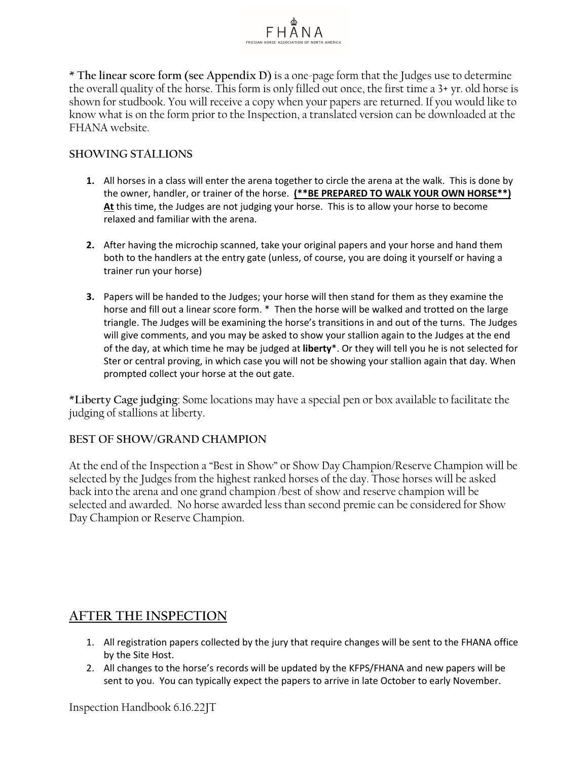**\* The linear score form (see Appendix D)** is a one-page form that the Judges use to determine the overall quality of the horse. This form is only filled out once, the first time a 3+ yr. old horse is shown for studbook. You will receive a copy when your papers are returned. If you would like to know what is on the form prior to the Inspection, a translated version can be downloaded at the FHANA website.

### SHOWING STALLIONS

1. All horses in a class will enter the arena together to circle the arena at the walk. This is done by the owner, handler, or trainer of the horse. **(\*\*BE PREPARED TO WALK YOUR OWN HORSE\*\*)** **At** this time, the Judges are not judging your horse. This is to allow your horse to become relaxed and familiar with the arena.

2. After having the microchip scanned, take your original papers and your horse and hand them both to the handlers at the entry gate (unless, of course, you are doing it yourself or having a trainer run your horse)

3. Papers will be handed to the Judges; your horse will then stand for them as they examine the horse and fill out a linear score form. \* Then the horse will be walked and trotted on the large triangle. The Judges will be examining the horse's transitions in and out of the turns. The Judges will give comments, and you may be asked to show your stallion again to the Judges at the end of the day, at which time he may be judged at **liberty**\*. Or they will tell you he is not selected for Ster or central proving, in which case you will not be showing your stallion again that day. When prompted collect your horse at the out gate.

**\*Liberty Cage judging**: Some locations may have a special pen or box available to facilitate the judging of stallions at liberty.

### BEST OF SHOW/GRAND CHAMPION

At the end of the Inspection a "Best in Show" or Show Day Champion/Reserve Champion will be selected by the Judges from the highest ranked horses of the day. Those horses will be asked back into the arena and one grand champion /best of show and reserve champion will be selected and awarded. No horse awarded less than second premie can be considered for Show Day Champion or Reserve Champion.

## AFTER THE INSPECTION

1. All registration papers collected by the jury that require changes will be sent to the FHANA office by the Site Host.
2. All changes to the horse's records will be updated by the KFPS/FHANA and new papers will be sent to you. You can typically expect the papers to arrive in late October to early November.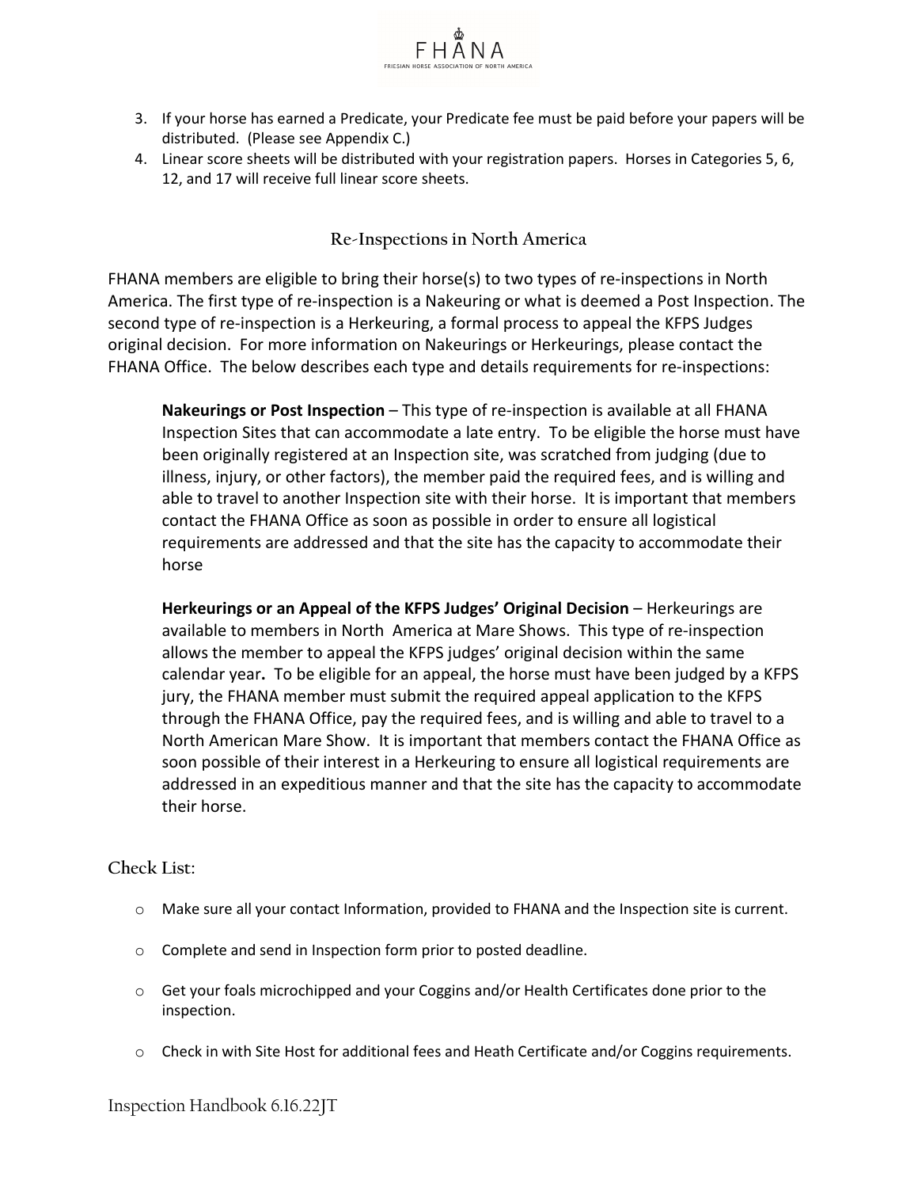3. If your horse has earned a Predicate, your Predicate fee must be paid before your papers will be distributed. (Please see Appendix C.)
4. Linear score sheets will be distributed with your registration papers. Horses in Categories 5, 6, 12, and 17 will receive full linear score sheets.

## Re-Inspections in North America

FHANA members are eligible to bring their horse(s) to two types of re-inspections in North America. The first type of re-inspection is a Nakeuring or what is deemed a Post Inspection. The second type of re-inspection is a Herkeuring, a formal process to appeal the KFPS Judges original decision. For more information on Nakeurings or Herkeurings, please contact the FHANA Office. The below describes each type and details requirements for re-inspections:

**Nakeurings or Post Inspection** – This type of re-inspection is available at all FHANA Inspection Sites that can accommodate a late entry. To be eligible the horse must have been originally registered at an Inspection site, was scratched from judging (due to illness, injury, or other factors), the member paid the required fees, and is willing and able to travel to another Inspection site with their horse. It is important that members contact the FHANA Office as soon as possible in order to ensure all logistical requirements are addressed and that the site has the capacity to accommodate their horse

**Herkeurings or an Appeal of the KFPS Judges' Original Decision** – Herkeurings are available to members in North America at Mare Shows. This type of re-inspection allows the member to appeal the KFPS judges' original decision within the same calendar year**.** To be eligible for an appeal, the horse must have been judged by a KFPS jury, the FHANA member must submit the required appeal application to the KFPS through the FHANA Office, pay the required fees, and is willing and able to travel to a North American Mare Show. It is important that members contact the FHANA Office as soon possible of their interest in a Herkeuring to ensure all logistical requirements are addressed in an expeditious manner and that the site has the capacity to accommodate their horse.

### Check List:

- Make sure all your contact Information, provided to FHANA and the Inspection site is current.
- Complete and send in Inspection form prior to posted deadline.
- Get your foals microchipped and your Coggins and/or Health Certificates done prior to the inspection.
- Check in with Site Host for additional fees and Heath Certificate and/or Coggins requirements.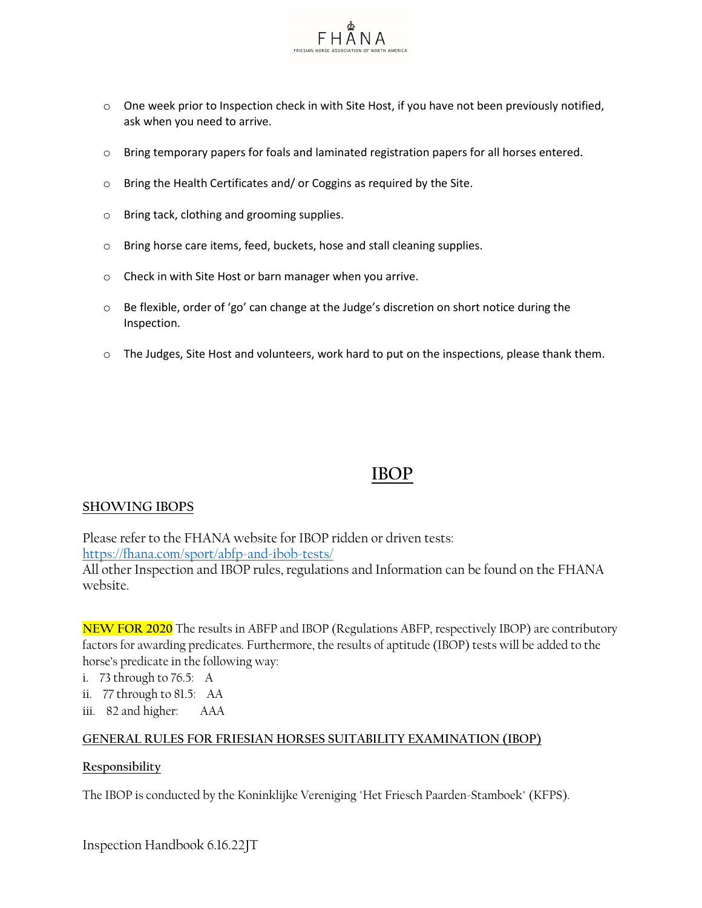- One week prior to Inspection check in with Site Host, if you have not been previously notified, ask when you need to arrive.
- Bring temporary papers for foals and laminated registration papers for all horses entered.
- Bring the Health Certificates and/ or Coggins as required by the Site.
- Bring tack, clothing and grooming supplies.
- Bring horse care items, feed, buckets, hose and stall cleaning supplies.
- Check in with Site Host or barn manager when you arrive.
- Be flexible, order of 'go' can change at the Judge's discretion on short notice during the Inspection.
- The Judges, Site Host and volunteers, work hard to put on the inspections, please thank them.

# IBOP

## SHOWING IBOPS

Please refer to the FHANA website for IBOP ridden or driven tests:
https://fhana.com/sport/abfp-and-ibob-tests/
All other Inspection and IBOP rules, regulations and Information can be found on the FHANA website.

**NEW FOR 2020** The results in ABFP and IBOP (Regulations ABFP, respectively IBOP) are contributory factors for awarding predicates. Furthermore, the results of aptitude (IBOP) tests will be added to the horse's predicate in the following way:

i. 73 through to 76.5: A
ii. 77 through to 81.5: AA
iii. 82 and higher: AAA

## GENERAL RULES FOR FRIESIAN HORSES SUITABILITY EXAMINATION (IBOP)

### Responsibility

The IBOP is conducted by the Koninklijke Vereniging "Het Friesch Paarden-Stamboek" (KFPS).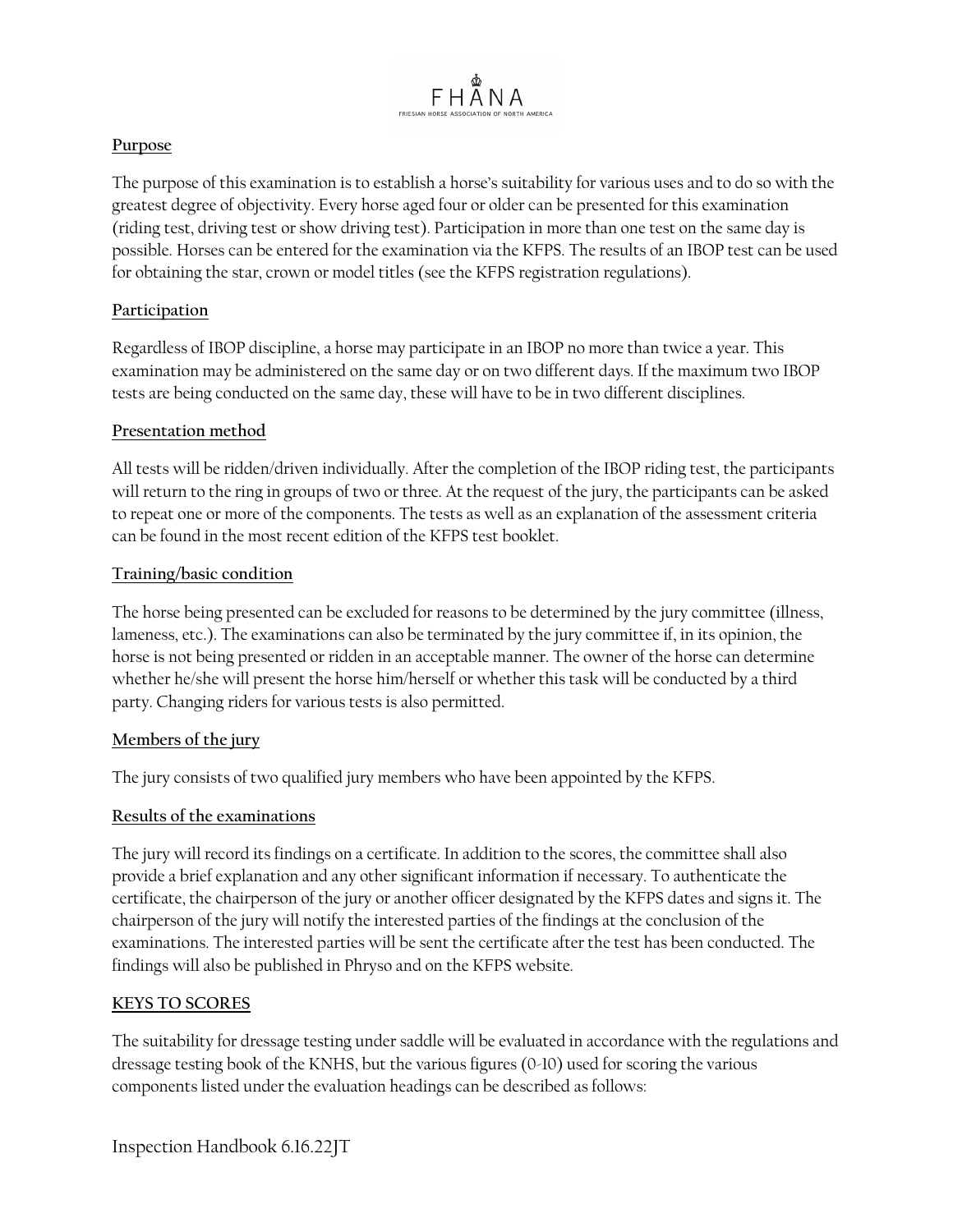**Purpose**

The purpose of this examination is to establish a horse's suitability for various uses and to do so with the greatest degree of objectivity. Every horse aged four or older can be presented for this examination (riding test, driving test or show driving test). Participation in more than one test on the same day is possible. Horses can be entered for the examination via the KFPS. The results of an IBOP test can be used for obtaining the star, crown or model titles (see the KFPS registration regulations).

**Participation**

Regardless of IBOP discipline, a horse may participate in an IBOP no more than twice a year. This examination may be administered on the same day or on two different days. If the maximum two IBOP tests are being conducted on the same day, these will have to be in two different disciplines.

**Presentation method**

All tests will be ridden/driven individually. After the completion of the IBOP riding test, the participants will return to the ring in groups of two or three. At the request of the jury, the participants can be asked to repeat one or more of the components. The tests as well as an explanation of the assessment criteria can be found in the most recent edition of the KFPS test booklet.

**Training/basic condition**

The horse being presented can be excluded for reasons to be determined by the jury committee (illness, lameness, etc.). The examinations can also be terminated by the jury committee if, in its opinion, the horse is not being presented or ridden in an acceptable manner. The owner of the horse can determine whether he/she will present the horse him/herself or whether this task will be conducted by a third party. Changing riders for various tests is also permitted.

**Members of the jury**

The jury consists of two qualified jury members who have been appointed by the KFPS.

**Results of the examinations**

The jury will record its findings on a certificate. In addition to the scores, the committee shall also provide a brief explanation and any other significant information if necessary. To authenticate the certificate, the chairperson of the jury or another officer designated by the KFPS dates and signs it. The chairperson of the jury will notify the interested parties of the findings at the conclusion of the examinations. The interested parties will be sent the certificate after the test has been conducted. The findings will also be published in Phryso and on the KFPS website.

**KEYS TO SCORES**

The suitability for dressage testing under saddle will be evaluated in accordance with the regulations and dressage testing book of the KNHS, but the various figures (0-10) used for scoring the various components listed under the evaluation headings can be described as follows: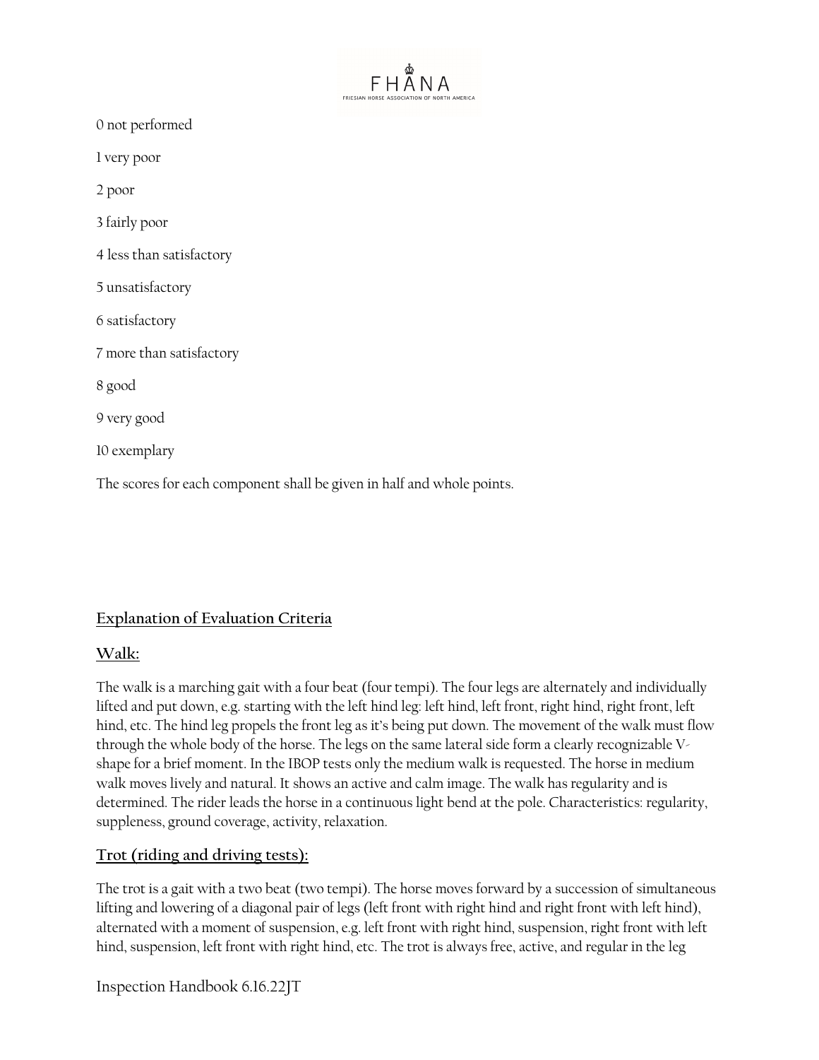0 not performed

1 very poor

2 poor

3 fairly poor

4 less than satisfactory

5 unsatisfactory

6 satisfactory

7 more than satisfactory

8 good

9 very good

10 exemplary

The scores for each component shall be given in half and whole points.

## Explanation of Evaluation Criteria

### Walk:

The walk is a marching gait with a four beat (four tempi). The four legs are alternately and individually lifted and put down, e.g. starting with the left hind leg: left hind, left front, right hind, right front, left hind, etc. The hind leg propels the front leg as it's being put down. The movement of the walk must flow through the whole body of the horse. The legs on the same lateral side form a clearly recognizable V-shape for a brief moment. In the IBOP tests only the medium walk is requested. The horse in medium walk moves lively and natural. It shows an active and calm image. The walk has regularity and is determined. The rider leads the horse in a continuous light bend at the pole. Characteristics: regularity, suppleness, ground coverage, activity, relaxation.

### Trot (riding and driving tests):

The trot is a gait with a two beat (two tempi). The horse moves forward by a succession of simultaneous lifting and lowering of a diagonal pair of legs (left front with right hind and right front with left hind), alternated with a moment of suspension, e.g. left front with right hind, suspension, right front with left hind, suspension, left front with right hind, etc. The trot is always free, active, and regular in the leg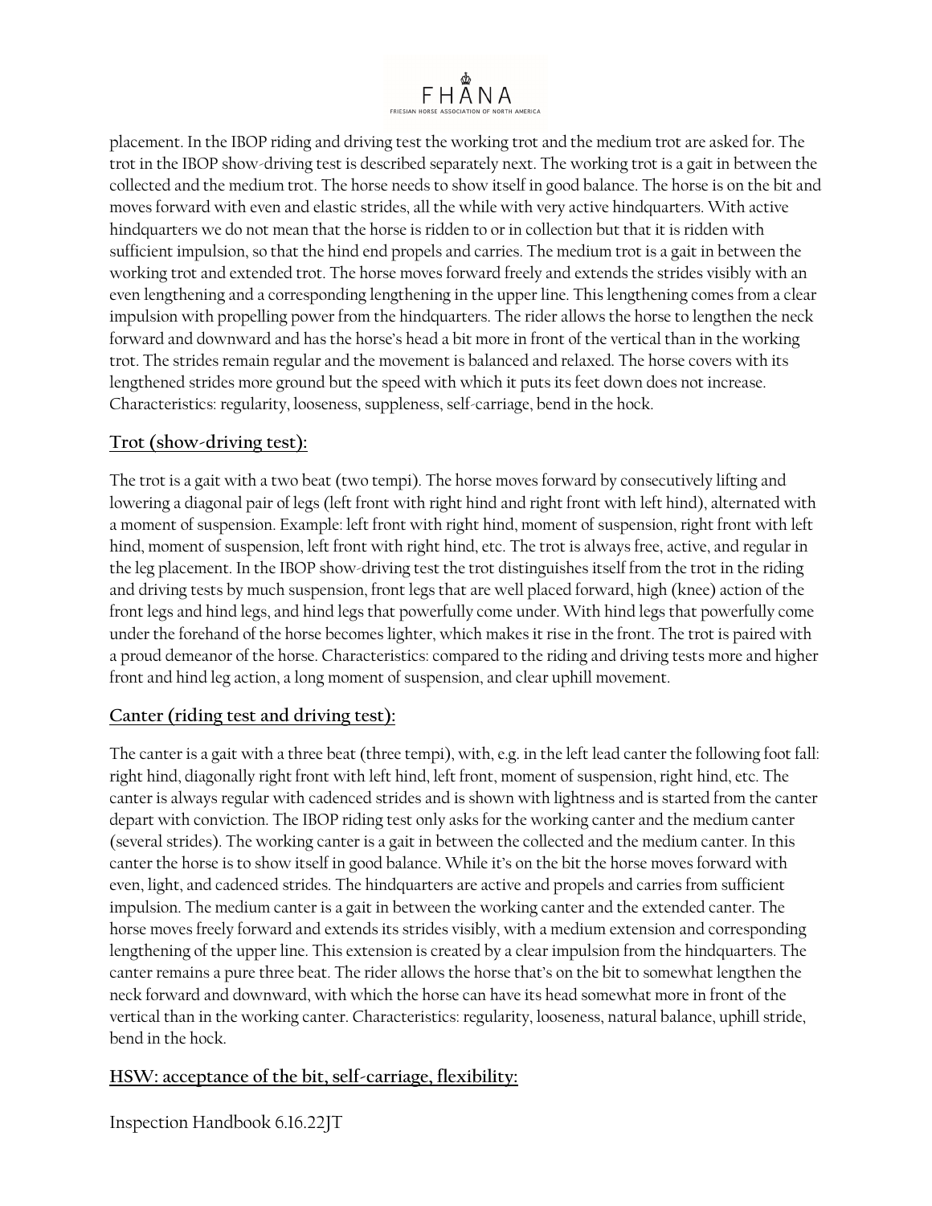placement. In the IBOP riding and driving test the working trot and the medium trot are asked for. The trot in the IBOP show-driving test is described separately next. The working trot is a gait in between the collected and the medium trot. The horse needs to show itself in good balance. The horse is on the bit and moves forward with even and elastic strides, all the while with very active hindquarters. With active hindquarters we do not mean that the horse is ridden to or in collection but that it is ridden with sufficient impulsion, so that the hind end propels and carries. The medium trot is a gait in between the working trot and extended trot. The horse moves forward freely and extends the strides visibly with an even lengthening and a corresponding lengthening in the upper line. This lengthening comes from a clear impulsion with propelling power from the hindquarters. The rider allows the horse to lengthen the neck forward and downward and has the horse's head a bit more in front of the vertical than in the working trot. The strides remain regular and the movement is balanced and relaxed. The horse covers with its lengthened strides more ground but the speed with which it puts its feet down does not increase. Characteristics: regularity, looseness, suppleness, self-carriage, bend in the hock.

## Trot (show-driving test):

The trot is a gait with a two beat (two tempi). The horse moves forward by consecutively lifting and lowering a diagonal pair of legs (left front with right hind and right front with left hind), alternated with a moment of suspension. Example: left front with right hind, moment of suspension, right front with left hind, moment of suspension, left front with right hind, etc. The trot is always free, active, and regular in the leg placement. In the IBOP show-driving test the trot distinguishes itself from the trot in the riding and driving tests by much suspension, front legs that are well placed forward, high (knee) action of the front legs and hind legs, and hind legs that powerfully come under. With hind legs that powerfully come under the forehand of the horse becomes lighter, which makes it rise in the front. The trot is paired with a proud demeanor of the horse. Characteristics: compared to the riding and driving tests more and higher front and hind leg action, a long moment of suspension, and clear uphill movement.

## Canter (riding test and driving test):

The canter is a gait with a three beat (three tempi), with, e.g. in the left lead canter the following foot fall: right hind, diagonally right front with left hind, left front, moment of suspension, right hind, etc. The canter is always regular with cadenced strides and is shown with lightness and is started from the canter depart with conviction. The IBOP riding test only asks for the working canter and the medium canter (several strides). The working canter is a gait in between the collected and the medium canter. In this canter the horse is to show itself in good balance. While it's on the bit the horse moves forward with even, light, and cadenced strides. The hindquarters are active and propels and carries from sufficient impulsion. The medium canter is a gait in between the working canter and the extended canter. The horse moves freely forward and extends its strides visibly, with a medium extension and corresponding lengthening of the upper line. This extension is created by a clear impulsion from the hindquarters. The canter remains a pure three beat. The rider allows the horse that's on the bit to somewhat lengthen the neck forward and downward, with which the horse can have its head somewhat more in front of the vertical than in the working canter. Characteristics: regularity, looseness, natural balance, uphill stride, bend in the hock.

## HSW: acceptance of the bit, self-carriage, flexibility: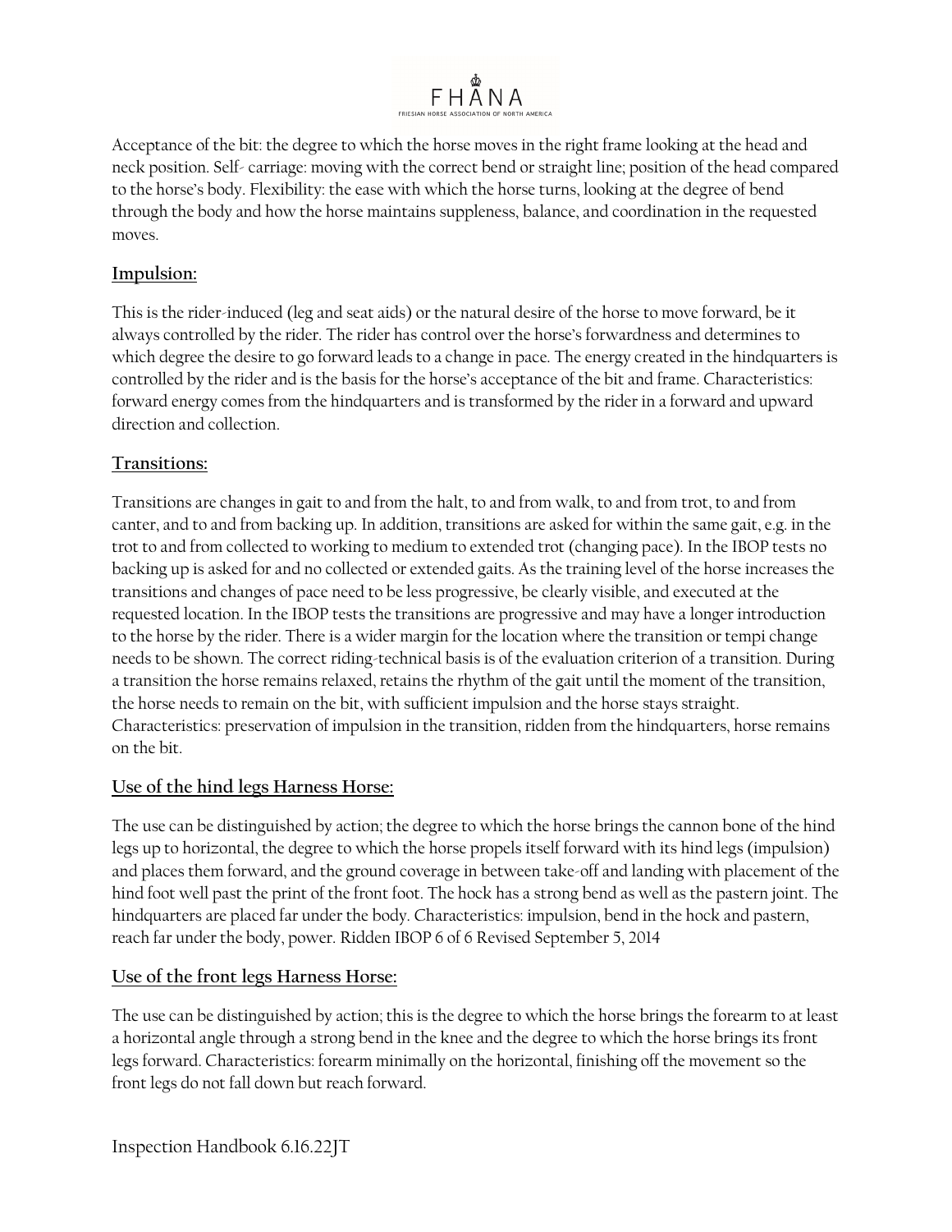Acceptance of the bit: the degree to which the horse moves in the right frame looking at the head and neck position. Self- carriage: moving with the correct bend or straight line; position of the head compared to the horse's body. Flexibility: the ease with which the horse turns, looking at the degree of bend through the body and how the horse maintains suppleness, balance, and coordination in the requested moves.

## Impulsion:

This is the rider-induced (leg and seat aids) or the natural desire of the horse to move forward, be it always controlled by the rider. The rider has control over the horse's forwardness and determines to which degree the desire to go forward leads to a change in pace. The energy created in the hindquarters is controlled by the rider and is the basis for the horse's acceptance of the bit and frame. Characteristics: forward energy comes from the hindquarters and is transformed by the rider in a forward and upward direction and collection.

## Transitions:

Transitions are changes in gait to and from the halt, to and from walk, to and from trot, to and from canter, and to and from backing up. In addition, transitions are asked for within the same gait, e.g. in the trot to and from collected to working to medium to extended trot (changing pace). In the IBOP tests no backing up is asked for and no collected or extended gaits. As the training level of the horse increases the transitions and changes of pace need to be less progressive, be clearly visible, and executed at the requested location. In the IBOP tests the transitions are progressive and may have a longer introduction to the horse by the rider. There is a wider margin for the location where the transition or tempi change needs to be shown. The correct riding-technical basis is of the evaluation criterion of a transition. During a transition the horse remains relaxed, retains the rhythm of the gait until the moment of the transition, the horse needs to remain on the bit, with sufficient impulsion and the horse stays straight. Characteristics: preservation of impulsion in the transition, ridden from the hindquarters, horse remains on the bit.

## Use of the hind legs Harness Horse:

The use can be distinguished by action; the degree to which the horse brings the cannon bone of the hind legs up to horizontal, the degree to which the horse propels itself forward with its hind legs (impulsion) and places them forward, and the ground coverage in between take-off and landing with placement of the hind foot well past the print of the front foot. The hock has a strong bend as well as the pastern joint. The hindquarters are placed far under the body. Characteristics: impulsion, bend in the hock and pastern, reach far under the body, power. Ridden IBOP 6 of 6 Revised September 5, 2014

## Use of the front legs Harness Horse:

The use can be distinguished by action; this is the degree to which the horse brings the forearm to at least a horizontal angle through a strong bend in the knee and the degree to which the horse brings its front legs forward. Characteristics: forearm minimally on the horizontal, finishing off the movement so the front legs do not fall down but reach forward.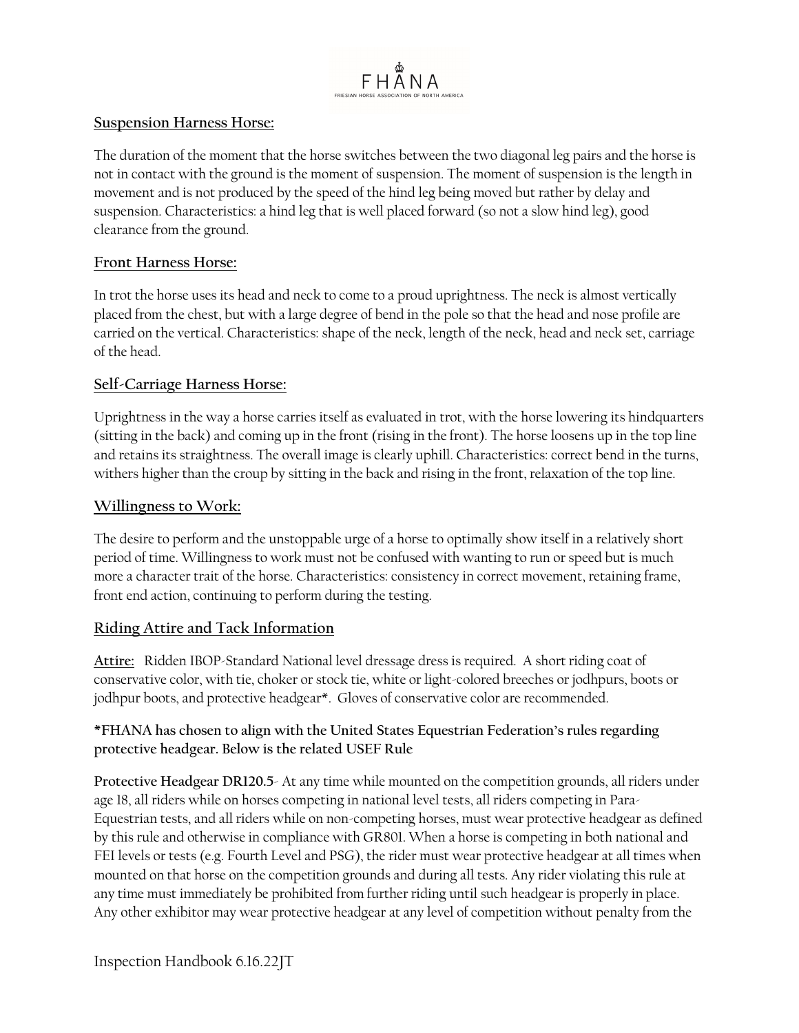## Suspension Harness Horse:

The duration of the moment that the horse switches between the two diagonal leg pairs and the horse is not in contact with the ground is the moment of suspension. The moment of suspension is the length in movement and is not produced by the speed of the hind leg being moved but rather by delay and suspension. Characteristics: a hind leg that is well placed forward (so not a slow hind leg), good clearance from the ground.

## Front Harness Horse:

In trot the horse uses its head and neck to come to a proud uprightness. The neck is almost vertically placed from the chest, but with a large degree of bend in the pole so that the head and nose profile are carried on the vertical. Characteristics: shape of the neck, length of the neck, head and neck set, carriage of the head.

## Self-Carriage Harness Horse:

Uprightness in the way a horse carries itself as evaluated in trot, with the horse lowering its hindquarters (sitting in the back) and coming up in the front (rising in the front). The horse loosens up in the top line and retains its straightness. The overall image is clearly uphill. Characteristics: correct bend in the turns, withers higher than the croup by sitting in the back and rising in the front, relaxation of the top line.

## Willingness to Work:

The desire to perform and the unstoppable urge of a horse to optimally show itself in a relatively short period of time. Willingness to work must not be confused with wanting to run or speed but is much more a character trait of the horse. Characteristics: consistency in correct movement, retaining frame, front end action, continuing to perform during the testing.

## Riding Attire and Tack Information

**Attire:** Ridden IBOP-Standard National level dressage dress is required. A short riding coat of conservative color, with tie, choker or stock tie, white or light-colored breeches or jodhpurs, boots or jodhpur boots, and protective headgear*. Gloves of conservative color are recommended.

**\*FHANA has chosen to align with the United States Equestrian Federation's rules regarding protective headgear. Below is the related USEF Rule**

**Protective Headgear DR120.5**- At any time while mounted on the competition grounds, all riders under age 18, all riders while on horses competing in national level tests, all riders competing in Para-Equestrian tests, and all riders while on non-competing horses, must wear protective headgear as defined by this rule and otherwise in compliance with GR801. When a horse is competing in both national and FEI levels or tests (e.g. Fourth Level and PSG), the rider must wear protective headgear at all times when mounted on that horse on the competition grounds and during all tests. Any rider violating this rule at any time must immediately be prohibited from further riding until such headgear is properly in place. Any other exhibitor may wear protective headgear at any level of competition without penalty from the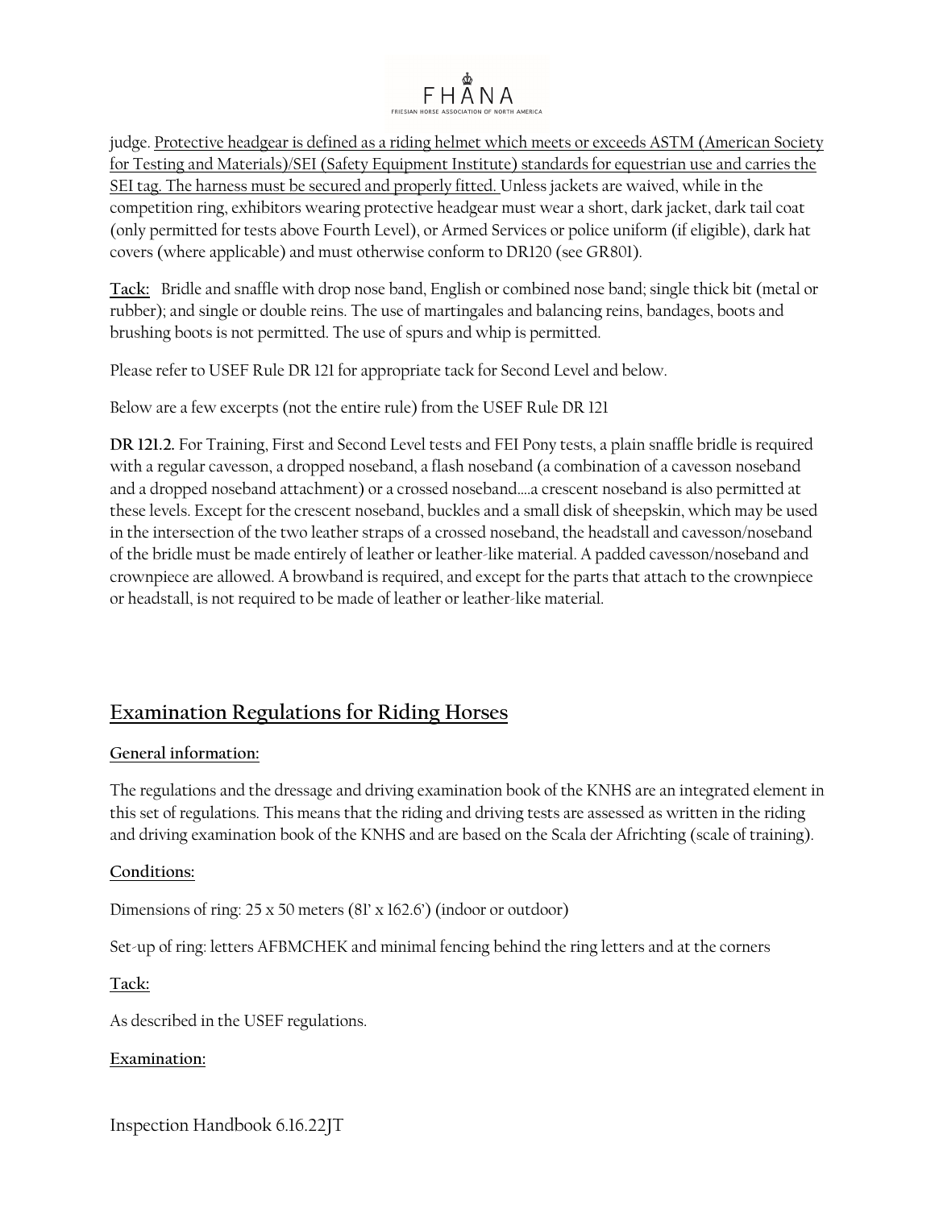judge. <u>Protective headgear is defined as a riding helmet which meets or exceeds ASTM (American Society for Testing and Materials)/SEI (Safety Equipment Institute) standards for equestrian use and carries the SEI tag. The harness must be secured and properly fitted.</u> Unless jackets are waived, while in the competition ring, exhibitors wearing protective headgear must wear a short, dark jacket, dark tail coat (only permitted for tests above Fourth Level), or Armed Services or police uniform (if eligible), dark hat covers (where applicable) and must otherwise conform to DR120 (see GR801).

**<u>Tack:</u>** Bridle and snaffle with drop nose band, English or combined nose band; single thick bit (metal or rubber); and single or double reins. The use of martingales and balancing reins, bandages, boots and brushing boots is not permitted. The use of spurs and whip is permitted.

Please refer to USEF Rule DR 121 for appropriate tack for Second Level and below.

Below are a few excerpts (not the entire rule) from the USEF Rule DR 121

**DR 121.2.** For Training, First and Second Level tests and FEI Pony tests, a plain snaffle bridle is required with a regular cavesson, a dropped noseband, a flash noseband (a combination of a cavesson noseband and a dropped noseband attachment) or a crossed noseband….a crescent noseband is also permitted at these levels. Except for the crescent noseband, buckles and a small disk of sheepskin, which may be used in the intersection of the two leather straps of a crossed noseband, the headstall and cavesson/noseband of the bridle must be made entirely of leather or leather-like material. A padded cavesson/noseband and crownpiece are allowed. A browband is required, and except for the parts that attach to the crownpiece or headstall, is not required to be made of leather or leather-like material.

## <u>Examination Regulations for Riding Horses</u>

**<u>General information:</u>**

The regulations and the dressage and driving examination book of the KNHS are an integrated element in this set of regulations. This means that the riding and driving tests are assessed as written in the riding and driving examination book of the KNHS and are based on the Scala der Africhting (scale of training).

**<u>Conditions:</u>**

Dimensions of ring: 25 x 50 meters (81' x 162.6') (indoor or outdoor)

Set-up of ring: letters AFBMCHEK and minimal fencing behind the ring letters and at the corners

**<u>Tack:</u>**

As described in the USEF regulations.

**<u>Examination:</u>**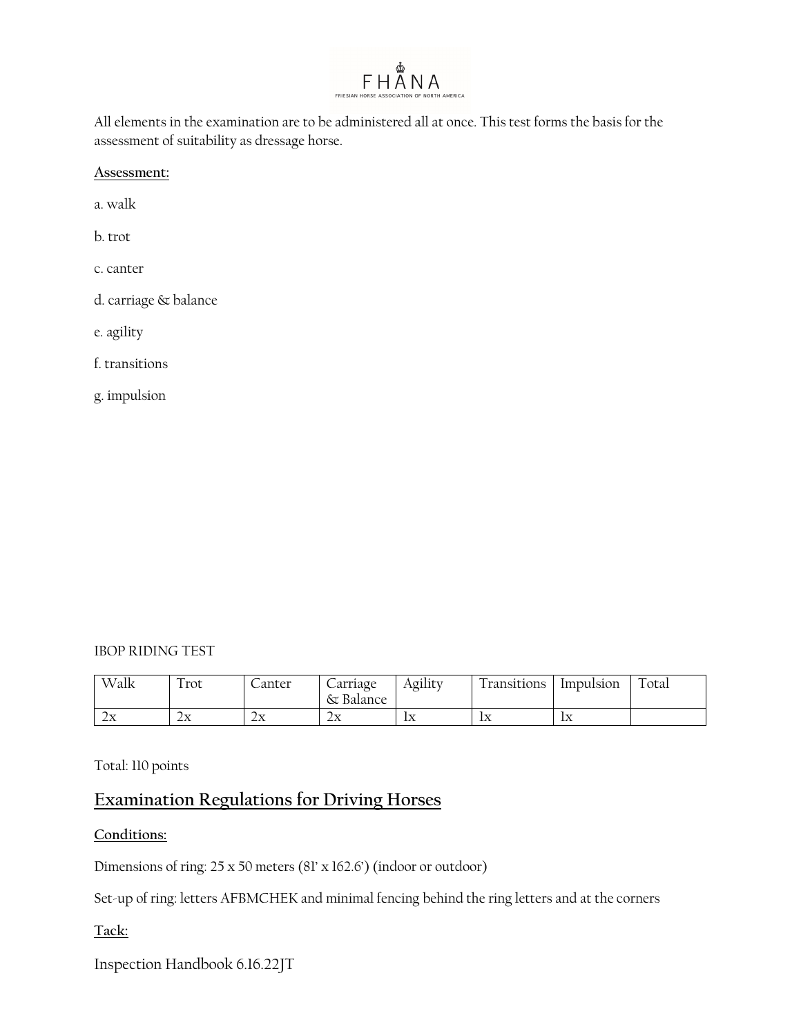All elements in the examination are to be administered all at once. This test forms the basis for the assessment of suitability as dressage horse.

**Assessment:**

a. walk

b. trot

c. canter

d. carriage & balance

e. agility

f. transitions

g. impulsion

IBOP RIDING TEST

| Walk | Trot | Canter | Carriage & Balance | Agility | Transitions | Impulsion | Total |
|---|---|---|---|---|---|---|---|
| 2x | 2x | 2x | 2x | 1x | 1x | 1x | |

Total: 110 points

## Examination Regulations for Driving Horses

**Conditions:**

Dimensions of ring: 25 x 50 meters (81' x 162.6') (indoor or outdoor)

Set-up of ring: letters AFBMCHEK and minimal fencing behind the ring letters and at the corners

**Tack:**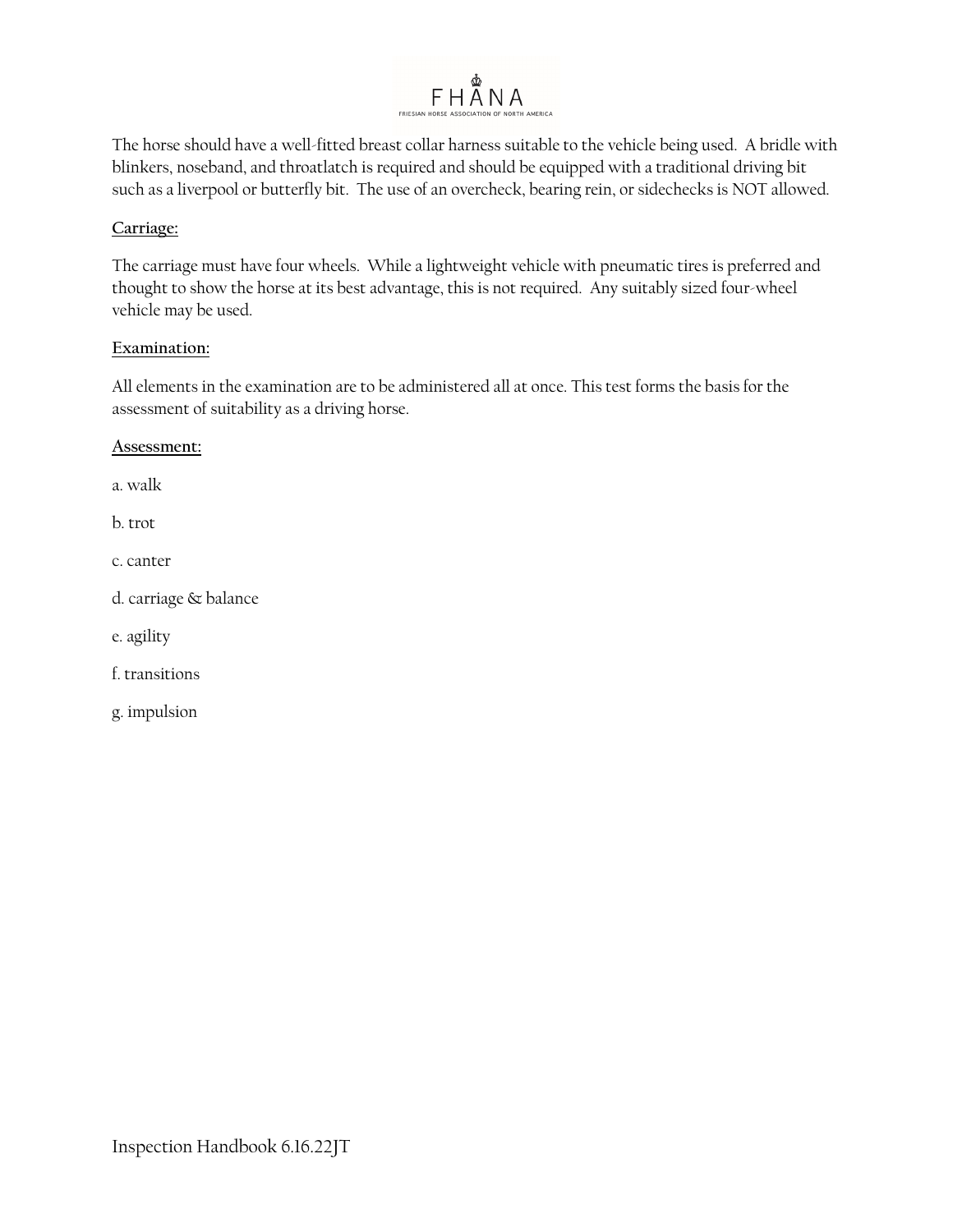The horse should have a well-fitted breast collar harness suitable to the vehicle being used. A bridle with blinkers, noseband, and throatlatch is required and should be equipped with a traditional driving bit such as a liverpool or butterfly bit. The use of an overcheck, bearing rein, or sidechecks is NOT allowed.

**Carriage:**

The carriage must have four wheels. While a lightweight vehicle with pneumatic tires is preferred and thought to show the horse at its best advantage, this is not required. Any suitably sized four-wheel vehicle may be used.

**Examination:**

All elements in the examination are to be administered all at once. This test forms the basis for the assessment of suitability as a driving horse.

**Assessment:**

a. walk

b. trot

c. canter

d. carriage & balance

e. agility

f. transitions

g. impulsion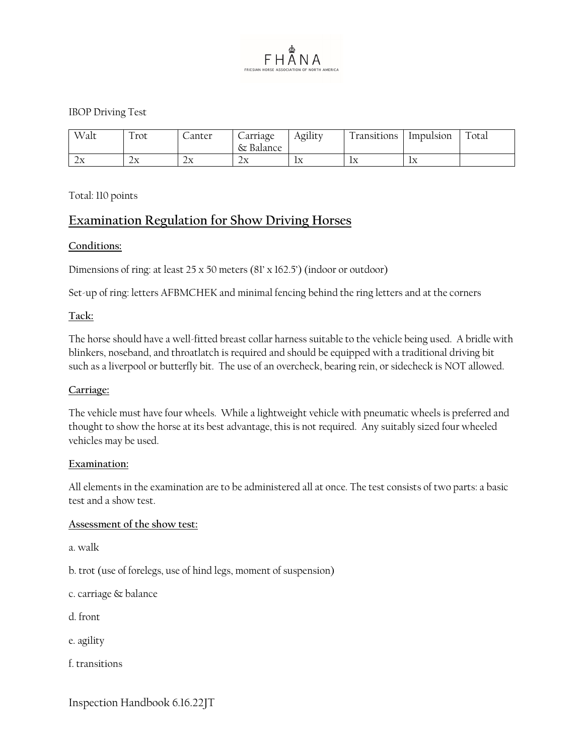FHANA
FRIESIAN HORSE ASSOCIATION OF NORTH AMERICA

IBOP Driving Test

| Walt | Trot | Canter | Carriage & Balance | Agility | Transitions | Impulsion | Total |
|---|---|---|---|---|---|---|---|
| 2x | 2x | 2x | 2x | 1x | 1x | 1x | |

Total: 110 points

## Examination Regulation for Show Driving Horses

**Conditions:**

Dimensions of ring: at least 25 x 50 meters (81' x 162.5') (indoor or outdoor)

Set-up of ring: letters AFBMCHEK and minimal fencing behind the ring letters and at the corners

**Tack:**

The horse should have a well-fitted breast collar harness suitable to the vehicle being used. A bridle with blinkers, noseband, and throatlatch is required and should be equipped with a traditional driving bit such as a liverpool or butterfly bit. The use of an overcheck, bearing rein, or sidecheck is NOT allowed.

**Carriage:**

The vehicle must have four wheels. While a lightweight vehicle with pneumatic wheels is preferred and thought to show the horse at its best advantage, this is not required. Any suitably sized four wheeled vehicles may be used.

**Examination:**

All elements in the examination are to be administered all at once. The test consists of two parts: a basic test and a show test.

**Assessment of the show test:**

a. walk

b. trot (use of forelegs, use of hind legs, moment of suspension)

c. carriage & balance

d. front

e. agility

f. transitions

Inspection Handbook 6.16.22JT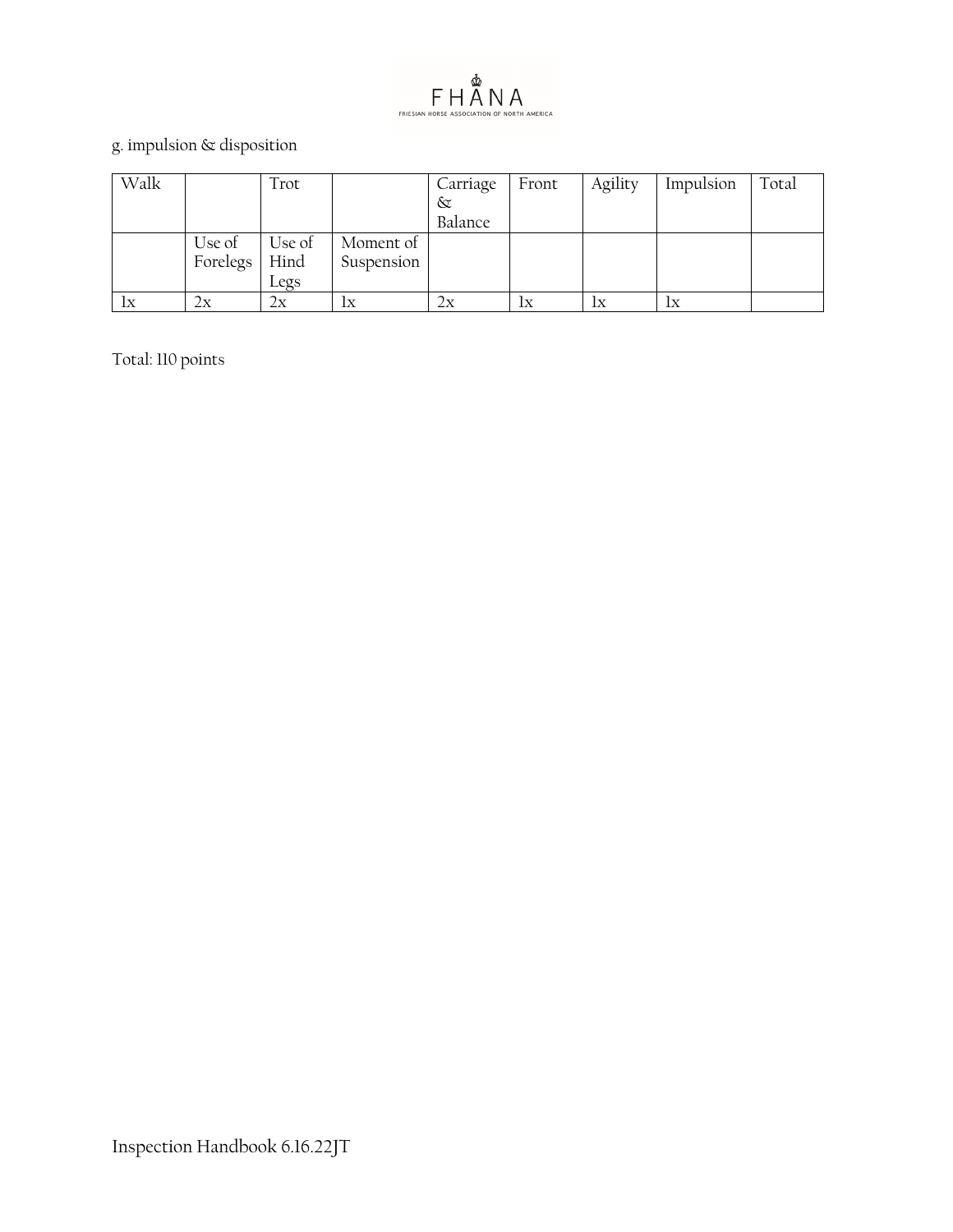g. impulsion & disposition

| Walk | | Trot | | Carriage & Balance | Front | Agility | Impulsion | Total |
|---|---|---|---|---|---|---|---|---|
| | Use of Forelegs | Use of Hind Legs | Moment of Suspension | | | | | |
| 1x | 2x | 2x | 1x | 2x | 1x | 1x | 1x | |

Total: 110 points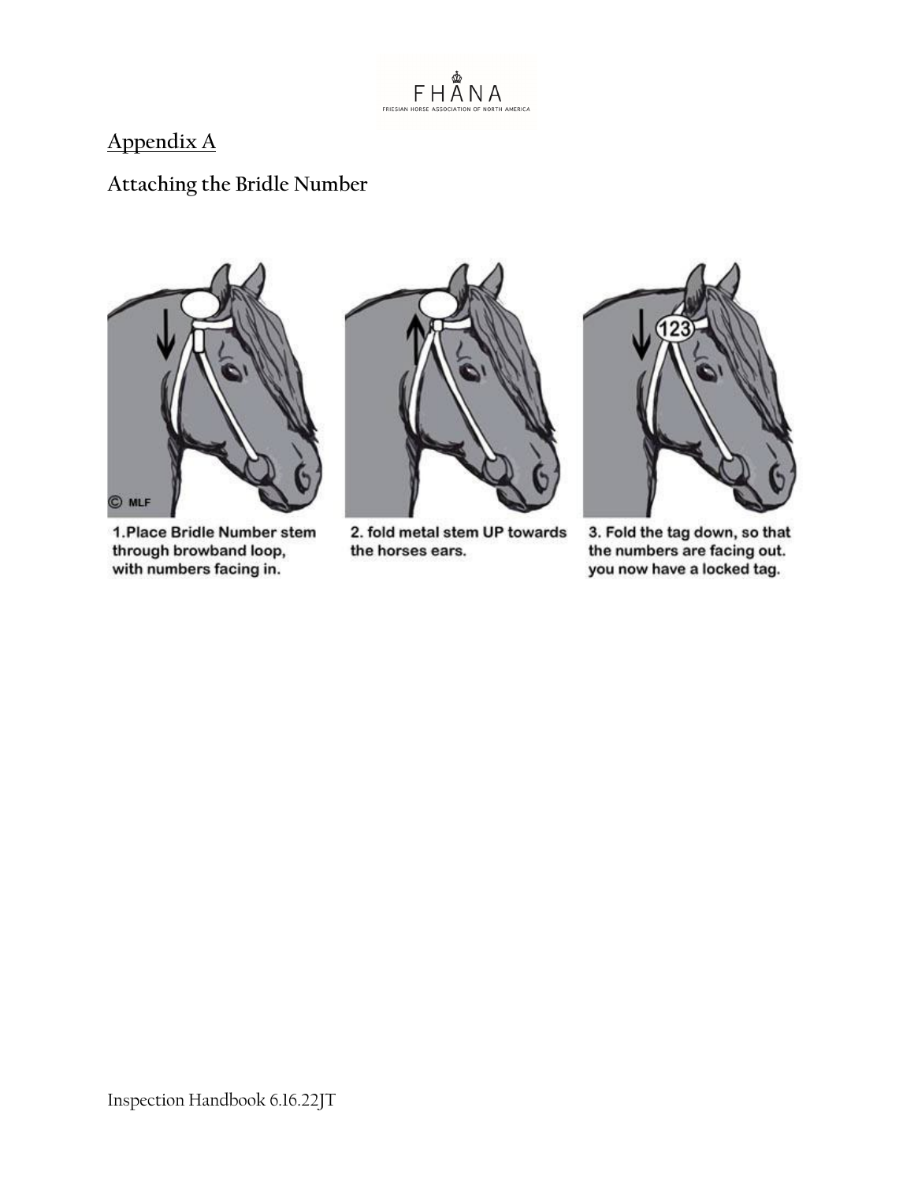## Appendix A

### Attaching the Bridle Number

1.Place Bridle Number stem through browband loop, with numbers facing in.

2. fold metal stem UP towards the horses ears.

3. Fold the tag down, so that the numbers are facing out. you now have a locked tag.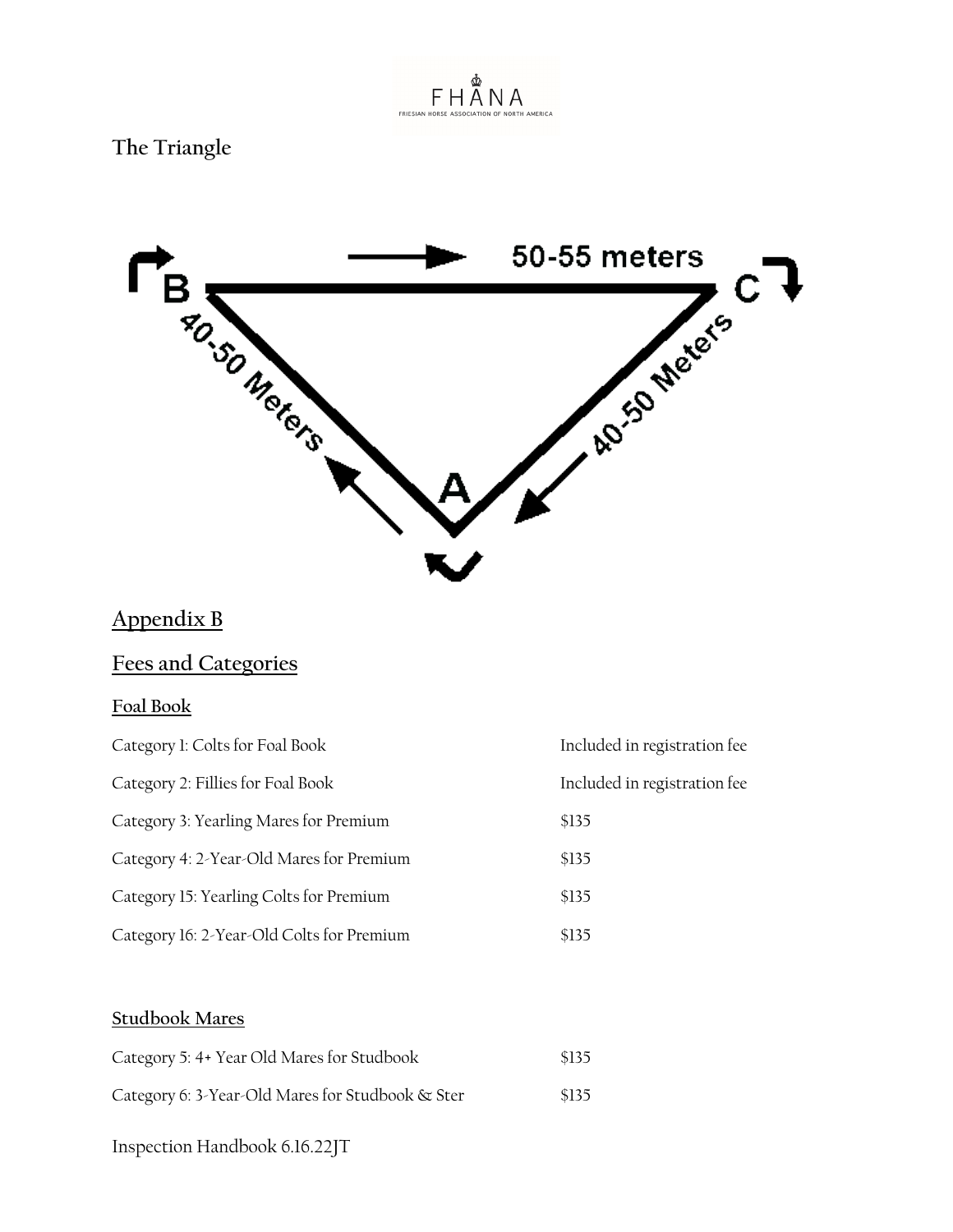## The Triangle

50-55 meters

40-50 Meters

40-50 Meters

B

C

A

## Appendix B

## Fees and Categories

### Foal Book

| | |
|---|---|
| Category 1: Colts for Foal Book | Included in registration fee |
| Category 2: Fillies for Foal Book | Included in registration fee |
| Category 3: Yearling Mares for Premium | $135 |
| Category 4: 2-Year-Old Mares for Premium | $135 |
| Category 15: Yearling Colts for Premium | $135 |
| Category 16: 2-Year-Old Colts for Premium | $135 |

### Studbook Mares

| | |
|---|---|
| Category 5: 4+ Year Old Mares for Studbook | $135 |
| Category 6: 3-Year-Old Mares for Studbook & Ster | $135 |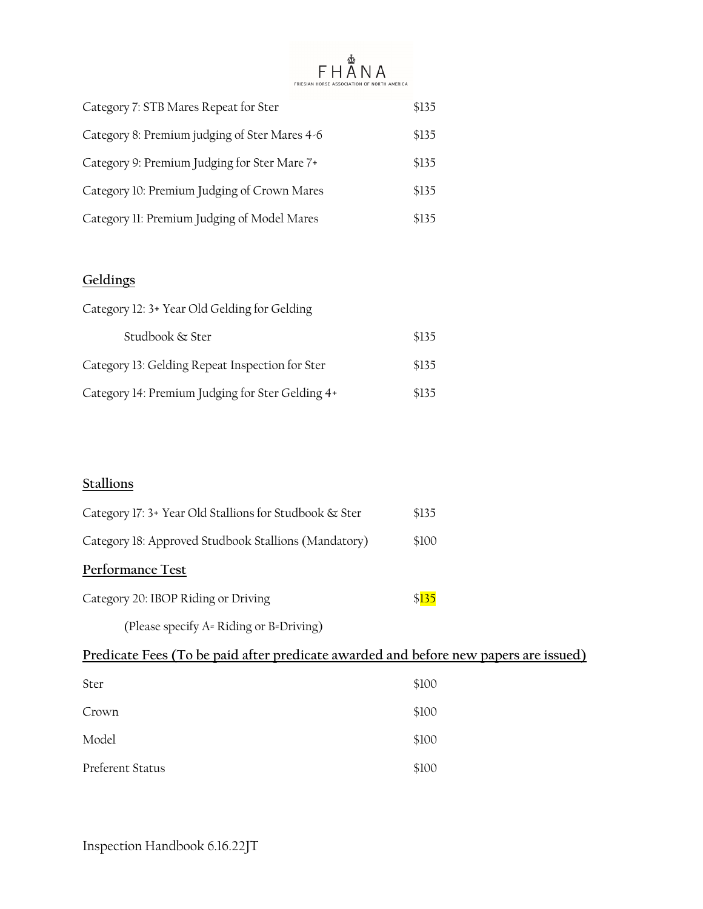| | |
|---|---|
| Category 7: STB Mares Repeat for Ster | $135 |
| Category 8: Premium judging of Ster Mares 4-6 | $135 |
| Category 9: Premium Judging for Ster Mare 7+ | $135 |
| Category 10: Premium Judging of Crown Mares | $135 |
| Category 11: Premium Judging of Model Mares | $135 |

## Geldings

| | |
|---|---|
| Category 12: 3+ Year Old Gelding for Gelding Studbook & Ster | $135 |
| Category 13: Gelding Repeat Inspection for Ster | $135 |
| Category 14: Premium Judging for Ster Gelding 4+ | $135 |

## Stallions

| | |
|---|---|
| Category 17: 3+ Year Old Stallions for Studbook & Ster | $135 |
| Category 18: Approved Studbook Stallions (Mandatory) | $100 |

## Performance Test

| | |
|---|---|
| Category 20: IBOP Riding or Driving | $135 |

(Please specify A= Riding or B=Driving)

## Predicate Fees (To be paid after predicate awarded and before new papers are issued)

| | |
|---|---|
| Ster | $100 |
| Crown | $100 |
| Model | $100 |
| Preferent Status | $100 |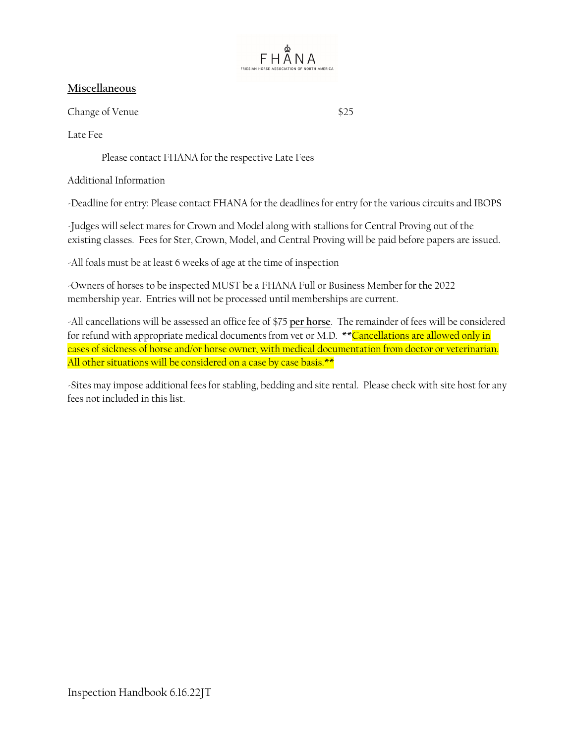## Miscellaneous

Change of Venue $25

Late Fee

Please contact FHANA for the respective Late Fees

Additional Information

-Deadline for entry: Please contact FHANA for the deadlines for entry for the various circuits and IBOPS

-Judges will select mares for Crown and Model along with stallions for Central Proving out of the existing classes. Fees for Ster, Crown, Model, and Central Proving will be paid before papers are issued.

-All foals must be at least 6 weeks of age at the time of inspection

-Owners of horses to be inspected MUST be a FHANA Full or Business Member for the 2022 membership year. Entries will not be processed until memberships are current.

-All cancellations will be assessed an office fee of $75 **per horse**. The remainder of fees will be considered for refund with appropriate medical documents from vet or M.D. **Cancellations are allowed only in cases of sickness of horse and/or horse owner, with medical documentation from doctor or veterinarian. All other situations will be considered on a case by case basis.**

-Sites may impose additional fees for stabling, bedding and site rental. Please check with site host for any fees not included in this list.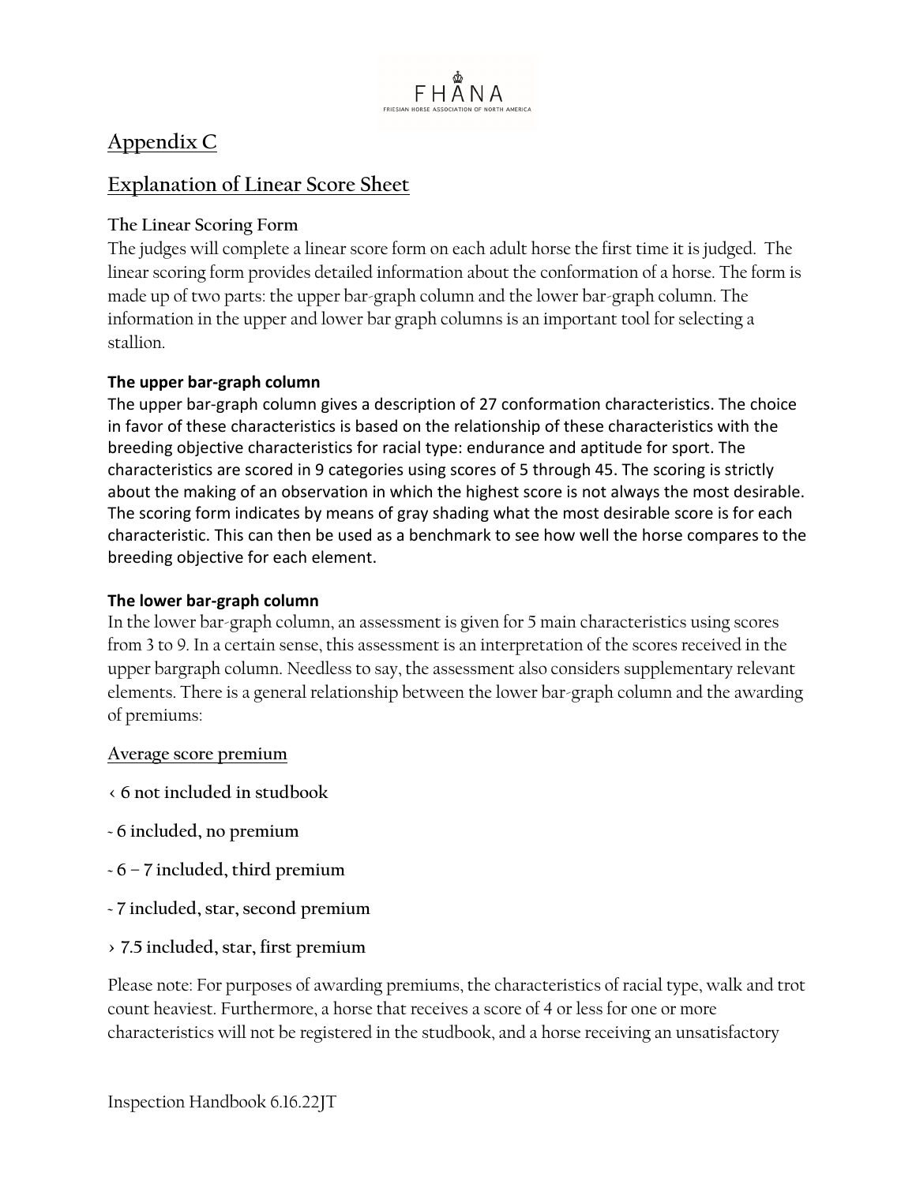## Appendix C

## Explanation of Linear Score Sheet

### The Linear Scoring Form

The judges will complete a linear score form on each adult horse the first time it is judged. The linear scoring form provides detailed information about the conformation of a horse. The form is made up of two parts: the upper bar-graph column and the lower bar-graph column. The information in the upper and lower bar graph columns is an important tool for selecting a stallion.

**The upper bar-graph column**

The upper bar-graph column gives a description of 27 conformation characteristics. The choice in favor of these characteristics is based on the relationship of these characteristics with the breeding objective characteristics for racial type: endurance and aptitude for sport. The characteristics are scored in 9 categories using scores of 5 through 45. The scoring is strictly about the making of an observation in which the highest score is not always the most desirable. The scoring form indicates by means of gray shading what the most desirable score is for each characteristic. This can then be used as a benchmark to see how well the horse compares to the breeding objective for each element.

**The lower bar-graph column**

In the lower bar-graph column, an assessment is given for 5 main characteristics using scores from 3 to 9. In a certain sense, this assessment is an interpretation of the scores received in the upper bargraph column. Needless to say, the assessment also considers supplementary relevant elements. There is a general relationship between the lower bar-graph column and the awarding of premiums:

Average score premium

**‹ 6 not included in studbook**

**~ 6 included, no premium**

**~ 6 – 7 included, third premium**

**~ 7 included, star, second premium**

**› 7.5 included, star, first premium**

Please note: For purposes of awarding premiums, the characteristics of racial type, walk and trot count heaviest. Furthermore, a horse that receives a score of 4 or less for one or more characteristics will not be registered in the studbook, and a horse receiving an unsatisfactory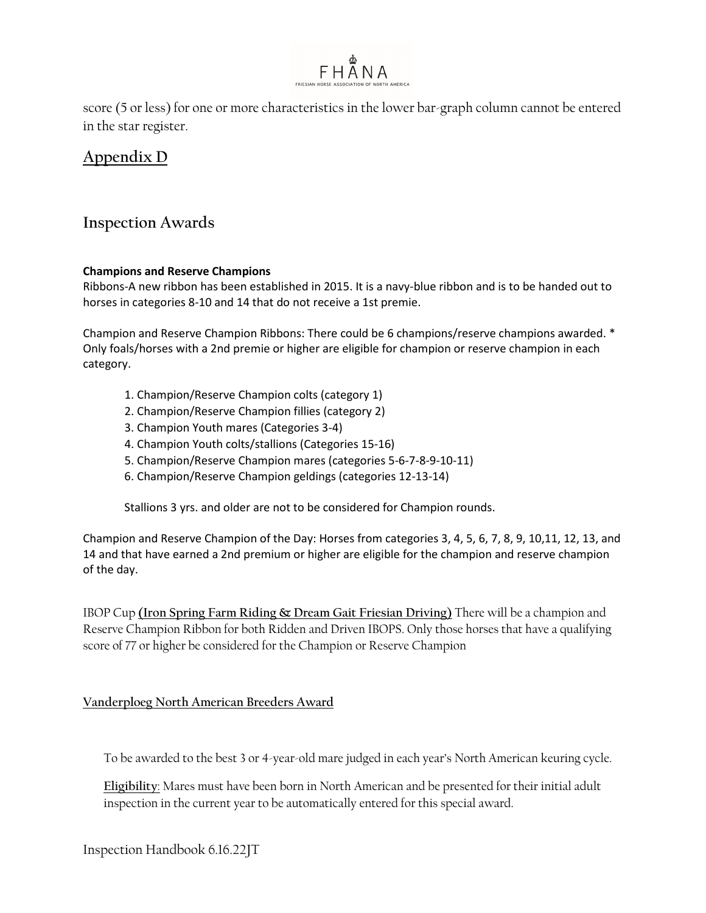score (5 or less) for one or more characteristics in the lower bar-graph column cannot be entered in the star register.

## Appendix D

## Inspection Awards

**Champions and Reserve Champions**

Ribbons-A new ribbon has been established in 2015. It is a navy-blue ribbon and is to be handed out to horses in categories 8-10 and 14 that do not receive a 1st premie.

Champion and Reserve Champion Ribbons: There could be 6 champions/reserve champions awarded. * Only foals/horses with a 2nd premie or higher are eligible for champion or reserve champion in each category.

1. Champion/Reserve Champion colts (category 1)
2. Champion/Reserve Champion fillies (category 2)
3. Champion Youth mares (Categories 3-4)
4. Champion Youth colts/stallions (Categories 15-16)
5. Champion/Reserve Champion mares (categories 5-6-7-8-9-10-11)
6. Champion/Reserve Champion geldings (categories 12-13-14)

Stallions 3 yrs. and older are not to be considered for Champion rounds.

Champion and Reserve Champion of the Day: Horses from categories 3, 4, 5, 6, 7, 8, 9, 10,11, 12, 13, and 14 and that have earned a 2nd premium or higher are eligible for the champion and reserve champion of the day.

IBOP Cup **(Iron Spring Farm Riding & Dream Gait Friesian Driving)** There will be a champion and Reserve Champion Ribbon for both Ridden and Driven IBOPS. Only those horses that have a qualifying score of 77 or higher be considered for the Champion or Reserve Champion

### Vanderploeg North American Breeders Award

To be awarded to the best 3 or 4-year-old mare judged in each year's North American keuring cycle.

**Eligibility**: Mares must have been born in North American and be presented for their initial adult inspection in the current year to be automatically entered for this special award.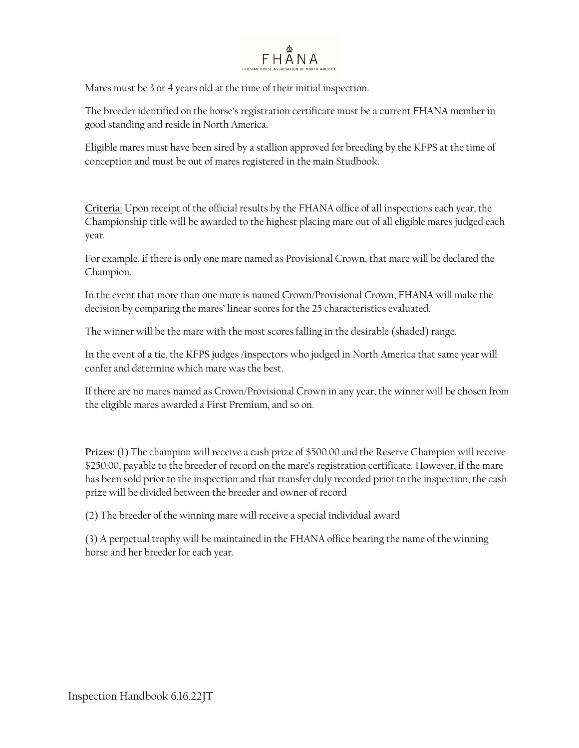Mares must be 3 or 4 years old at the time of their initial inspection.

The breeder identified on the horse's registration certificate must be a current FHANA member in good standing and reside in North America.

Eligible mares must have been sired by a stallion approved for breeding by the KFPS at the time of conception and must be out of mares registered in the main Studbook.

**Criteria**: Upon receipt of the official results by the FHANA office of all inspections each year, the Championship title will be awarded to the highest placing mare out of all eligible mares judged each year.

For example, if there is only one mare named as Provisional Crown, that mare will be declared the Champion.

In the event that more than one mare is named Crown/Provisional Crown, FHANA will make the decision by comparing the mares' linear scores for the 25 characteristics evaluated.

The winner will be the mare with the most scores falling in the desirable (shaded) range.

In the event of a tie, the KFPS judges /inspectors who judged in North America that same year will confer and determine which mare was the best.

If there are no mares named as Crown/Provisional Crown in any year, the winner will be chosen from the eligible mares awarded a First Premium, and so on.

**Prizes:** (1) The champion will receive a cash prize of $500.00 and the Reserve Champion will receive $250.00, payable to the breeder of record on the mare's registration certificate. However, if the mare has been sold prior to the inspection and that transfer duly recorded prior to the inspection, the cash prize will be divided between the breeder and owner of record

(2) The breeder of the winning mare will receive a special individual award

(3) A perpetual trophy will be maintained in the FHANA office bearing the name of the winning horse and her breeder for each year.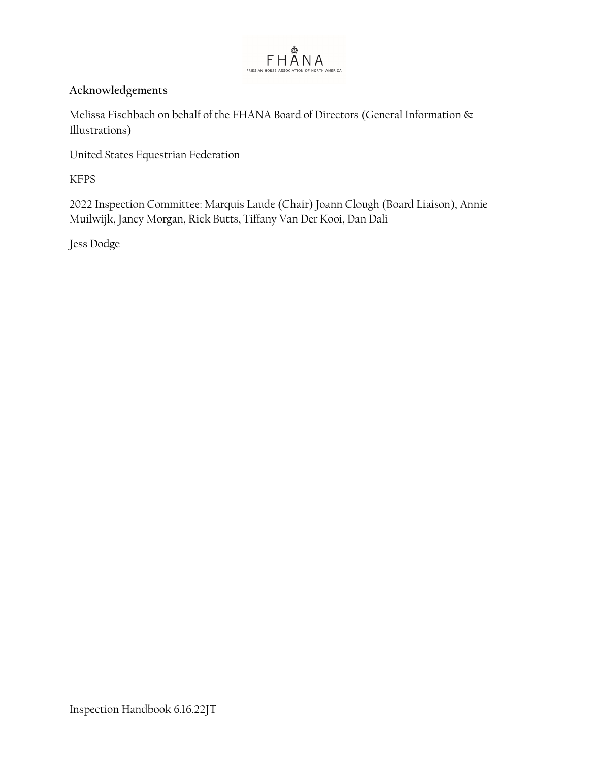## Acknowledgements

Melissa Fischbach on behalf of the FHANA Board of Directors (General Information & Illustrations)

United States Equestrian Federation

KFPS

2022 Inspection Committee: Marquis Laude (Chair) Joann Clough (Board Liaison), Annie Muilwijk, Jancy Morgan, Rick Butts, Tiffany Van Der Kooi, Dan Dali

Jess Dodge